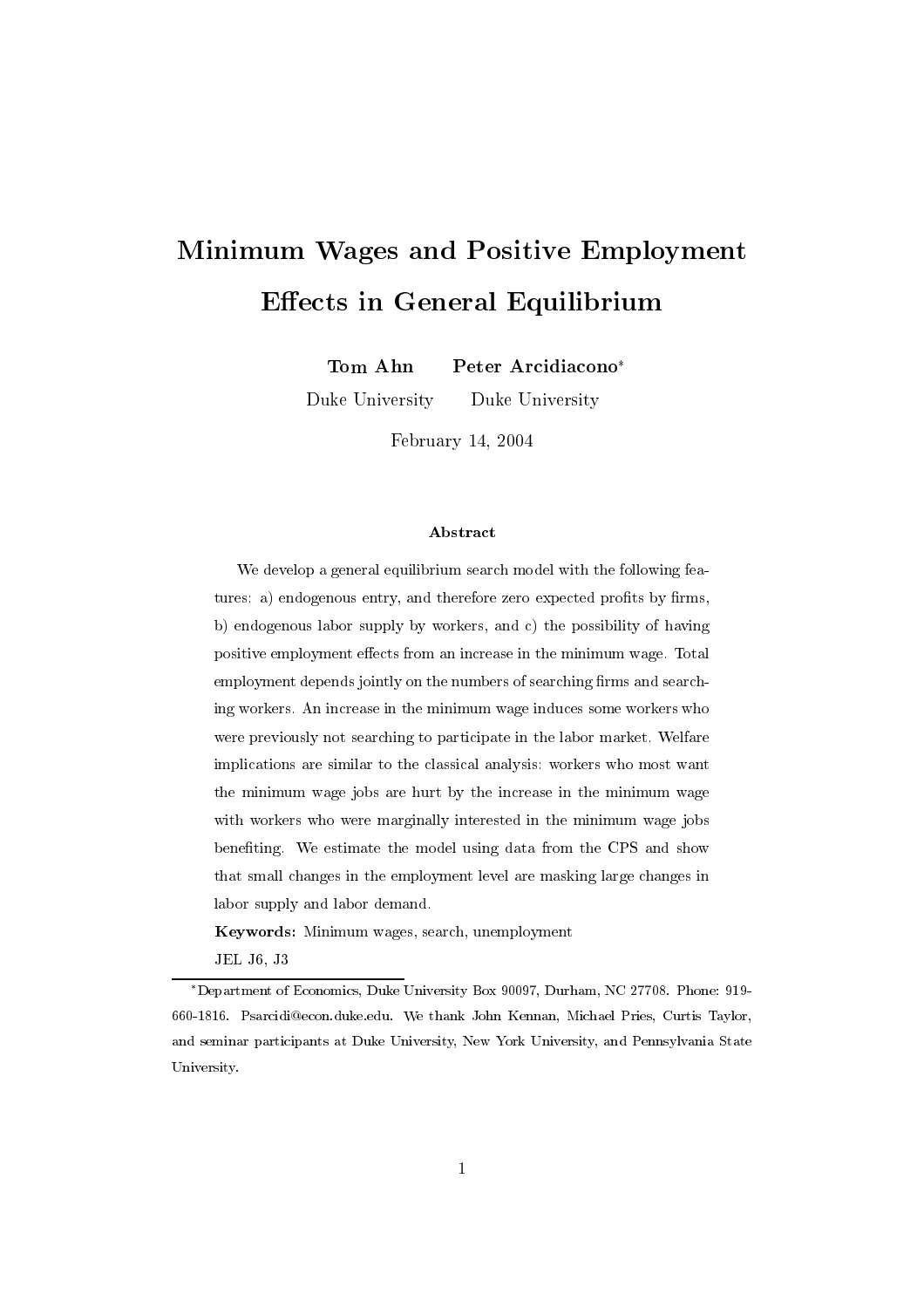# Minimum Wages and Positive Employment Effects in General Equilibrium

**Tom Ahn** &emsp; **Peter Arcidiacono***

Duke University &emsp; Duke University

February 14, 2004

### Abstract

We develop a general equilibrium search model with the following features: a) endogenous entry, and therefore zero expected profits by firms, b) endogenous labor supply by workers, and c) the possibility of having positive employment effects from an increase in the minimum wage. Total employment depends jointly on the numbers of searching firms and searching workers. An increase in the minimum wage induces some workers who were previously not searching to participate in the labor market. Welfare implications are similar to the classical analysis: workers who most want the minimum wage jobs are hurt by the increase in the minimum wage with workers who were marginally interested in the minimum wage jobs benefiting. We estimate the model using data from the CPS and show that small changes in the employment level are masking large changes in labor supply and labor demand.

**Keywords:** Minimum wages, search, unemployment

JEL J6, J3

---

*Department of Economics, Duke University Box 90097, Durham, NC 27708. Phone: 919-660-1816. Psarcidi@econ.duke.edu. We thank John Kennan, Michael Pries, Curtis Taylor, and seminar participants at Duke University, New York University, and Pennsylvania State University.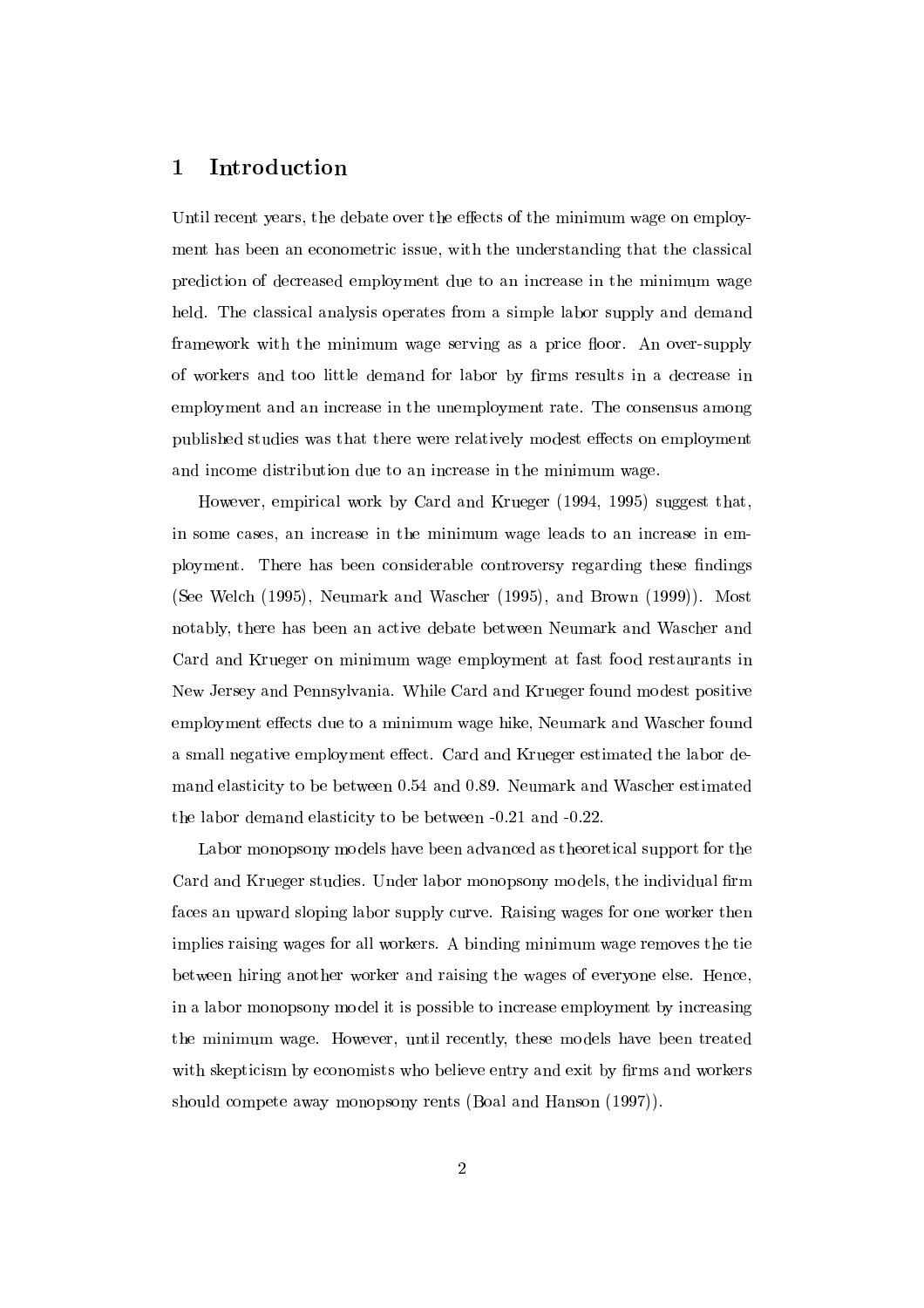# 1 Introduction

Until recent years, the debate over the effects of the minimum wage on employment has been an econometric issue, with the understanding that the classical prediction of decreased employment due to an increase in the minimum wage held. The classical analysis operates from a simple labor supply and demand framework with the minimum wage serving as a price floor. An over-supply of workers and too little demand for labor by firms results in a decrease in employment and an increase in the unemployment rate. The consensus among published studies was that there were relatively modest effects on employment and income distribution due to an increase in the minimum wage.

However, empirical work by Card and Krueger (1994, 1995) suggest that, in some cases, an increase in the minimum wage leads to an increase in employment. There has been considerable controversy regarding these findings (See Welch (1995), Neumark and Wascher (1995), and Brown (1999)). Most notably, there has been an active debate between Neumark and Wascher and Card and Krueger on minimum wage employment at fast food restaurants in New Jersey and Pennsylvania. While Card and Krueger found modest positive employment effects due to a minimum wage hike, Neumark and Wascher found a small negative employment effect. Card and Krueger estimated the labor demand elasticity to be between 0.54 and 0.89. Neumark and Wascher estimated the labor demand elasticity to be between -0.21 and -0.22.

Labor monopsony models have been advanced as theoretical support for the Card and Krueger studies. Under labor monopsony models, the individual firm faces an upward sloping labor supply curve. Raising wages for one worker then implies raising wages for all workers. A binding minimum wage removes the tie between hiring another worker and raising the wages of everyone else. Hence, in a labor monopsony model it is possible to increase employment by increasing the minimum wage. However, until recently, these models have been treated with skepticism by economists who believe entry and exit by firms and workers should compete away monopsony rents (Boal and Hanson (1997)).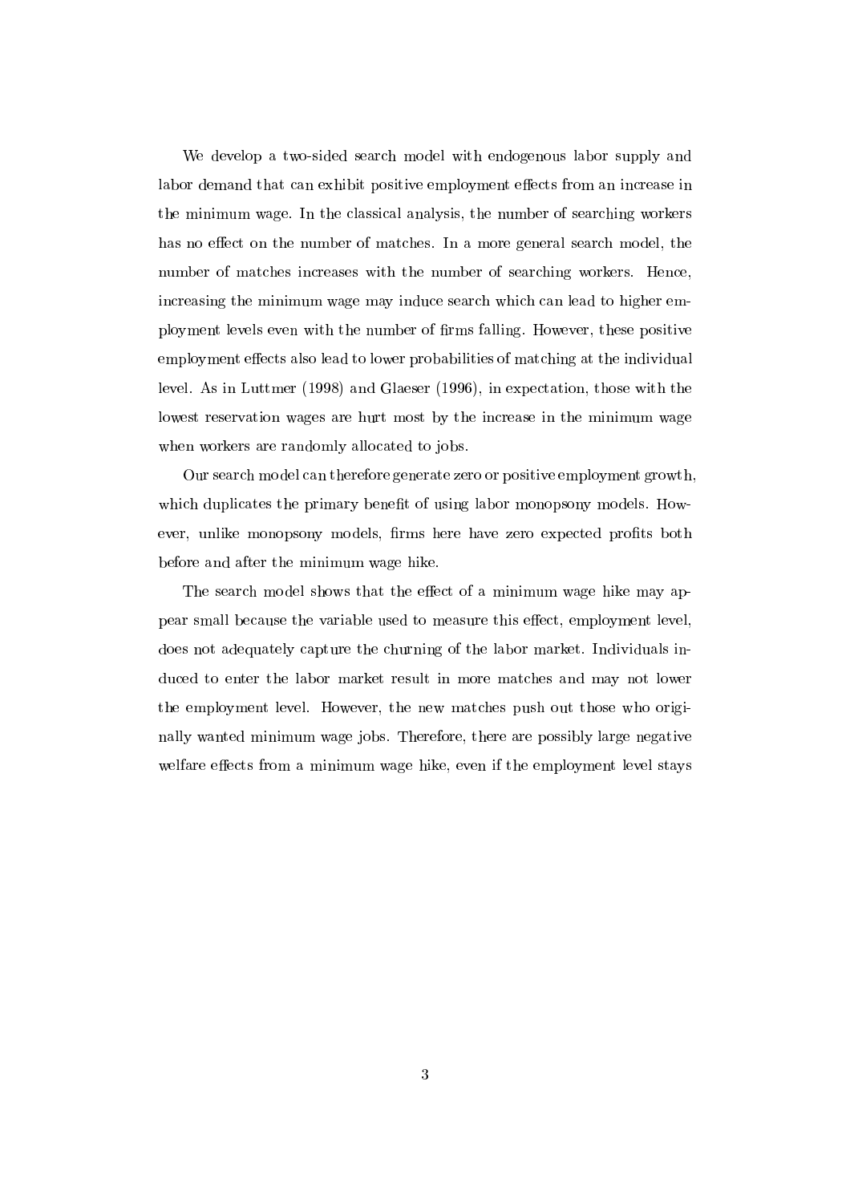We develop a two-sided search model with endogenous labor supply and labor demand that can exhibit positive employment effects from an increase in the minimum wage. In the classical analysis, the number of searching workers has no effect on the number of matches. In a more general search model, the number of matches increases with the number of searching workers. Hence, increasing the minimum wage may induce search which can lead to higher employment levels even with the number of firms falling. However, these positive employment effects also lead to lower probabilities of matching at the individual level. As in Luttmer (1998) and Glaeser (1996), in expectation, those with the lowest reservation wages are hurt most by the increase in the minimum wage when workers are randomly allocated to jobs.

Our search model can therefore generate zero or positive employment growth, which duplicates the primary benefit of using labor monopsony models. However, unlike monopsony models, firms here have zero expected profits both before and after the minimum wage hike.

The search model shows that the effect of a minimum wage hike may appear small because the variable used to measure this effect, employment level, does not adequately capture the churning of the labor market. Individuals induced to enter the labor market result in more matches and may not lower the employment level. However, the new matches push out those who originally wanted minimum wage jobs. Therefore, there are possibly large negative welfare effects from a minimum wage hike, even if the employment level stays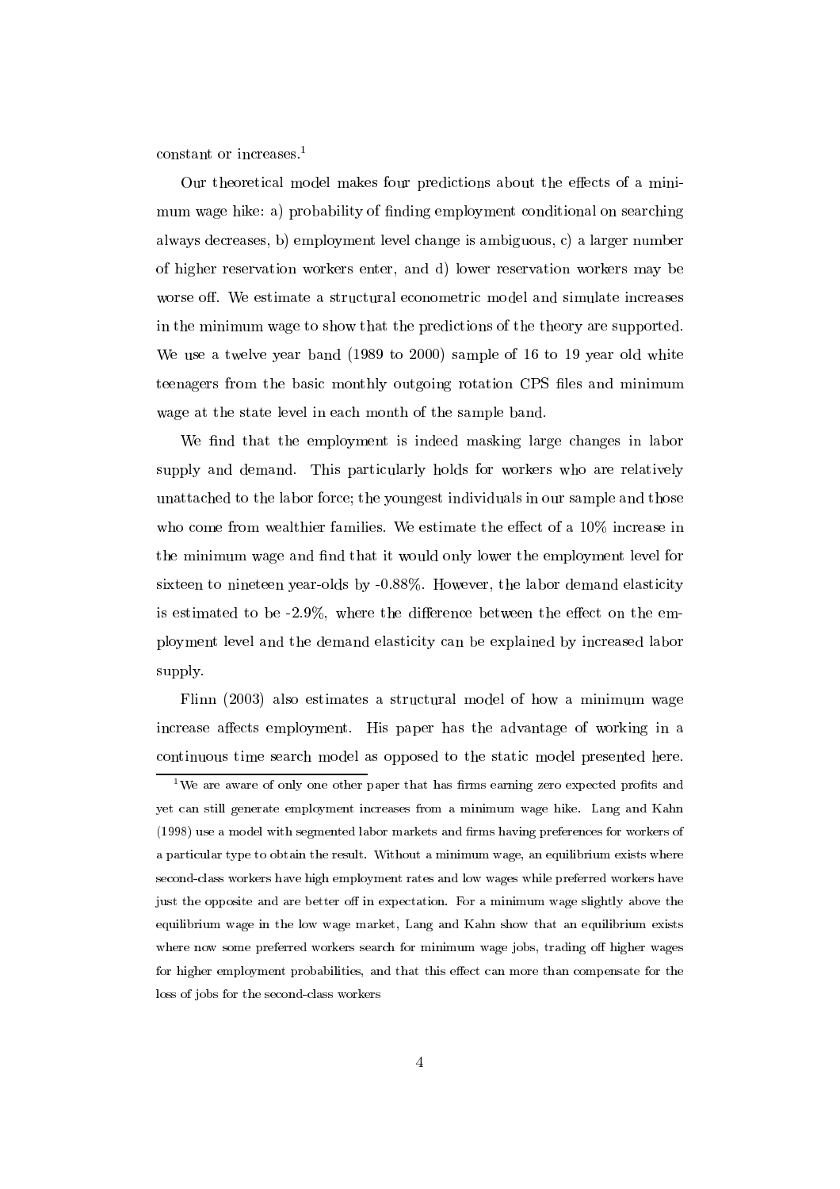constant or increases.[1]

Our theoretical model makes four predictions about the effects of a minimum wage hike: a) probability of finding employment conditional on searching always decreases, b) employment level change is ambiguous, c) a larger number of higher reservation workers enter, and d) lower reservation workers may be worse off. We estimate a structural econometric model and simulate increases in the minimum wage to show that the predictions of the theory are supported. We use a twelve year band (1989 to 2000) sample of 16 to 19 year old white teenagers from the basic monthly outgoing rotation CPS files and minimum wage at the state level in each month of the sample band.

We find that the employment is indeed masking large changes in labor supply and demand. This particularly holds for workers who are relatively unattached to the labor force; the youngest individuals in our sample and those who come from wealthier families. We estimate the effect of a 10% increase in the minimum wage and find that it would only lower the employment level for sixteen to nineteen year-olds by -0.88%. However, the labor demand elasticity is estimated to be -2.9%, where the difference between the effect on the employment level and the demand elasticity can be explained by increased labor supply.

Flinn (2003) also estimates a structural model of how a minimum wage increase affects employment. His paper has the advantage of working in a continuous time search model as opposed to the static model presented here.

[1] We are aware of only one other paper that has firms earning zero expected profits and yet can still generate employment increases from a minimum wage hike. Lang and Kahn (1998) use a model with segmented labor markets and firms having preferences for workers of a particular type to obtain the result. Without a minimum wage, an equilibrium exists where second-class workers have high employment rates and low wages while preferred workers have just the opposite and are better off in expectation. For a minimum wage slightly above the equilibrium wage in the low wage market, Lang and Kahn show that an equilibrium exists where now some preferred workers search for minimum wage jobs, trading off higher wages for higher employment probabilities, and that this effect can more than compensate for the loss of jobs for the second-class workers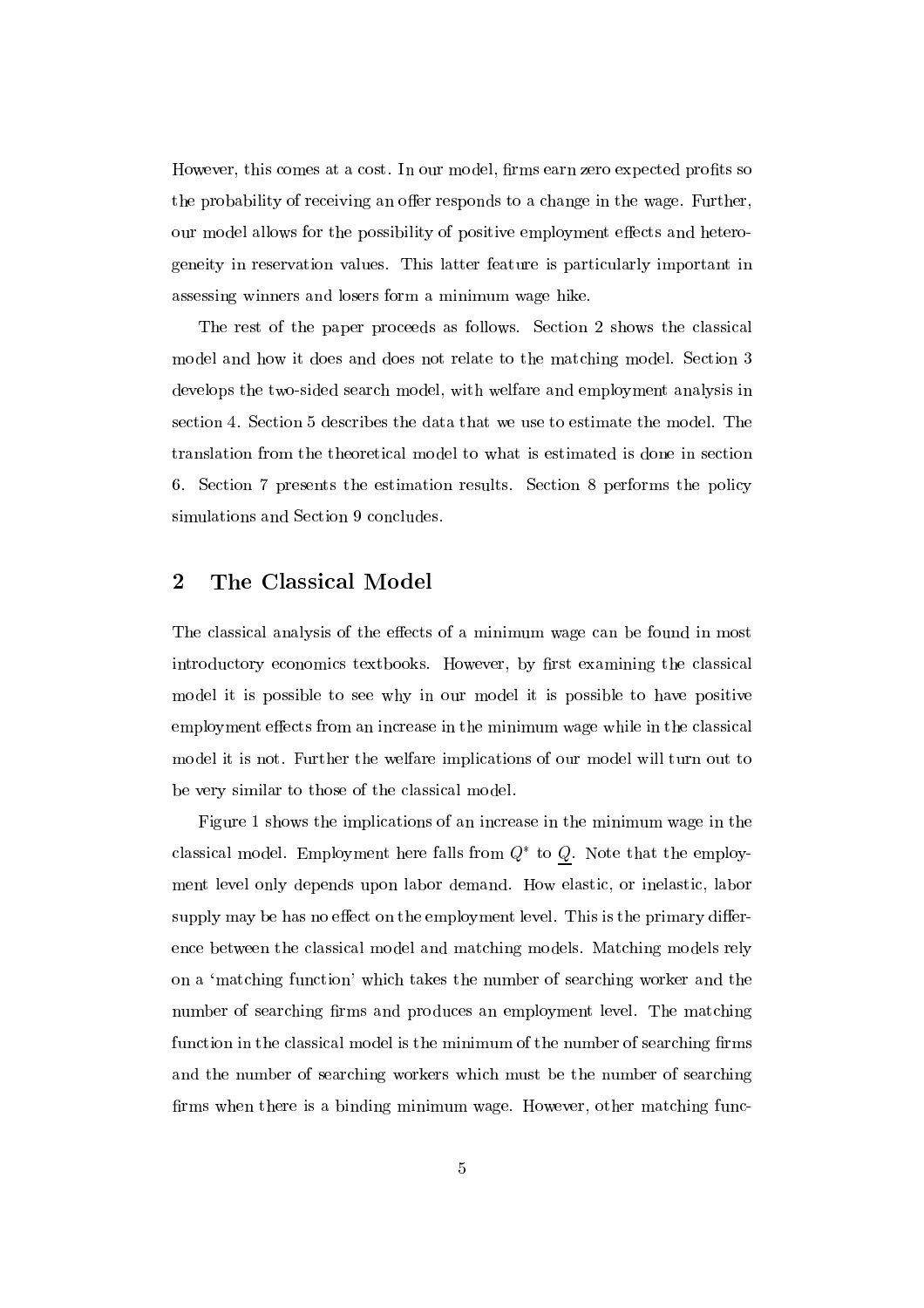However, this comes at a cost. In our model, firms earn zero expected profits so the probability of receiving an offer responds to a change in the wage. Further, our model allows for the possibility of positive employment effects and heterogeneity in reservation values. This latter feature is particularly important in assessing winners and losers form a minimum wage hike.

The rest of the paper proceeds as follows. Section 2 shows the classical model and how it does and does not relate to the matching model. Section 3 develops the two-sided search model, with welfare and employment analysis in section 4. Section 5 describes the data that we use to estimate the model. The translation from the theoretical model to what is estimated is done in section 6. Section 7 presents the estimation results. Section 8 performs the policy simulations and Section 9 concludes.

## 2 The Classical Model

The classical analysis of the effects of a minimum wage can be found in most introductory economics textbooks. However, by first examining the classical model it is possible to see why in our model it is possible to have positive employment effects from an increase in the minimum wage while in the classical model it is not. Further the welfare implications of our model will turn out to be very similar to those of the classical model.

Figure 1 shows the implications of an increase in the minimum wage in the classical model. Employment here falls from $Q^*$ to $\underline{Q}$. Note that the employment level only depends upon labor demand. How elastic, or inelastic, labor supply may be has no effect on the employment level. This is the primary difference between the classical model and matching models. Matching models rely on a 'matching function' which takes the number of searching worker and the number of searching firms and produces an employment level. The matching function in the classical model is the minimum of the number of searching firms and the number of searching workers which must be the number of searching firms when there is a binding minimum wage. However, other matching func-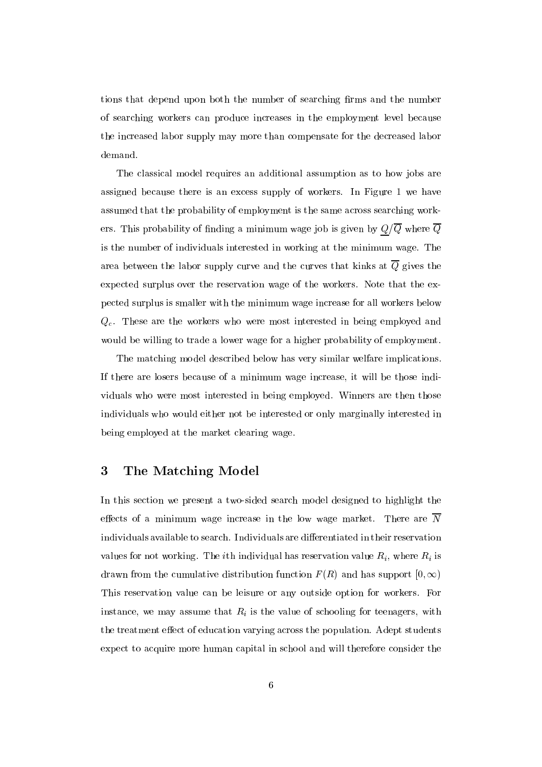tions that depend upon both the number of searching firms and the number of searching workers can produce increases in the employment level because the increased labor supply may more than compensate for the decreased labor demand.

The classical model requires an additional assumption as to how jobs are assigned because there is an excess supply of workers. In Figure 1 we have assumed that the probability of employment is the same across searching workers. This probability of finding a minimum wage job is given by $\underline{Q}/\overline{Q}$ where $\overline{Q}$ is the number of individuals interested in working at the minimum wage. The area between the labor supply curve and the curves that kinks at $\overline{Q}$ gives the expected surplus over the reservation wage of the workers. Note that the expected surplus is smaller with the minimum wage increase for all workers below $Q_c$. These are the workers who were most interested in being employed and would be willing to trade a lower wage for a higher probability of employment.

The matching model described below has very similar welfare implications. If there are losers because of a minimum wage increase, it will be those individuals who were most interested in being employed. Winners are then those individuals who would either not be interested or only marginally interested in being employed at the market clearing wage.

## 3 The Matching Model

In this section we present a two-sided search model designed to highlight the effects of a minimum wage increase in the low wage market. There are $\overline{N}$ individuals available to search. Individuals are differentiated in their reservation values for not working. The $i$th individual has reservation value $R_i$, where $R_i$ is drawn from the cumulative distribution function $F(R)$ and has support $[0, \infty)$ This reservation value can be leisure or any outside option for workers. For instance, we may assume that $R_i$ is the value of schooling for teenagers, with the treatment effect of education varying across the population. Adept students expect to acquire more human capital in school and will therefore consider the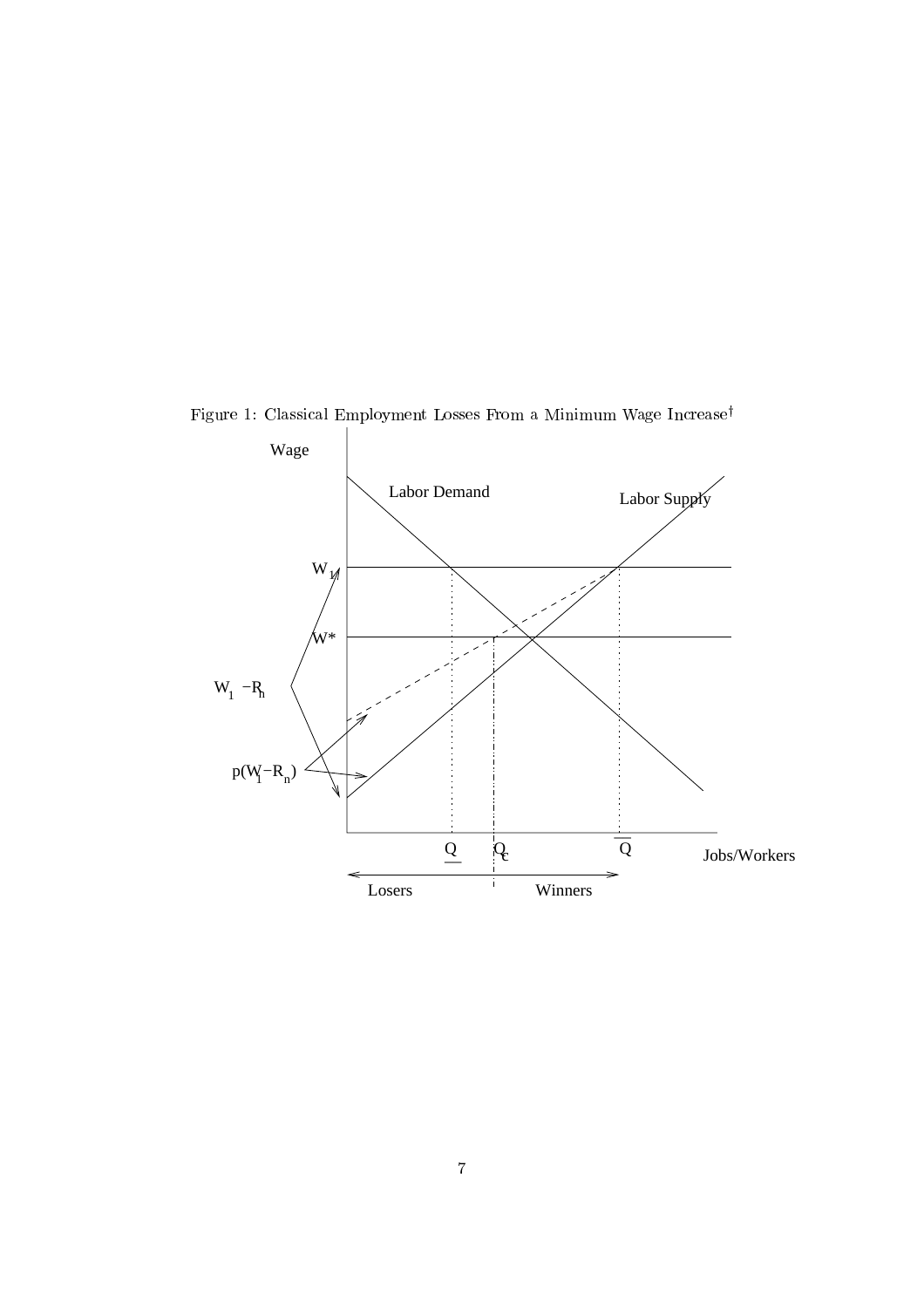Figure 1: Classical Employment Losses From a Minimum Wage Increase[†]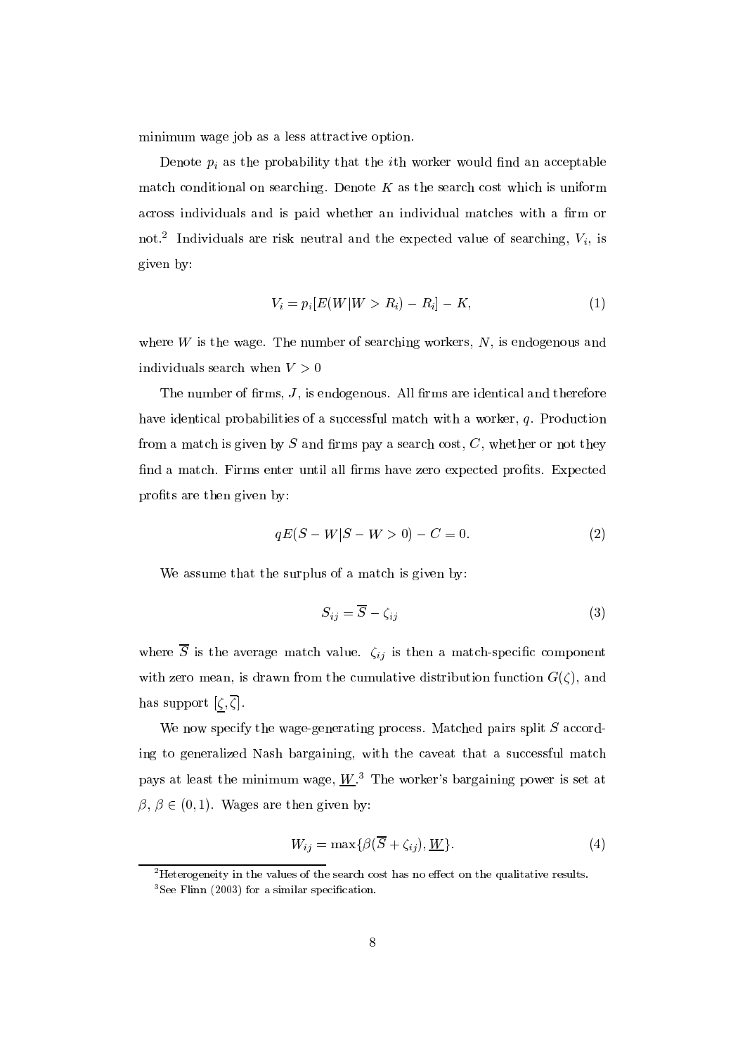minimum wage job as a less attractive option.

Denote $p_i$ as the probability that the $i$th worker would find an acceptable match conditional on searching. Denote $K$ as the search cost which is uniform across individuals and is paid whether an individual matches with a firm or not.[2] Individuals are risk neutral and the expected value of searching, $V_i$, is given by:

$$V_i = p_i[E(W|W > R_i) - R_i] - K, \tag{1}$$

where $W$ is the wage. The number of searching workers, $N$, is endogenous and individuals search when $V > 0$

The number of firms, $J$, is endogenous. All firms are identical and therefore have identical probabilities of a successful match with a worker, $q$. Production from a match is given by $S$ and firms pay a search cost, $C$, whether or not they find a match. Firms enter until all firms have zero expected profits. Expected profits are then given by:

$$qE(S - W|S - W > 0) - C = 0. \tag{2}$$

We assume that the surplus of a match is given by:

$$S_{ij} = \overline{S} - \zeta_{ij} \tag{3}$$

where $\overline{S}$ is the average match value. $\zeta_{ij}$ is then a match-specific component with zero mean, is drawn from the cumulative distribution function $G(\zeta)$, and has support $[\underline{\zeta}, \overline{\zeta}]$.

We now specify the wage-generating process. Matched pairs split $S$ according to generalized Nash bargaining, with the caveat that a successful match pays at least the minimum wage, $\underline{W}$.[3] The worker's bargaining power is set at $\beta$, $\beta \in (0, 1)$. Wages are then given by:

$$W_{ij} = \max\{\beta(\overline{S} + \zeta_{ij}), \underline{W}\}. \tag{4}$$

[2] Heterogeneity in the values of the search cost has no effect on the qualitative results.

[3] See Flinn (2003) for a similar specification.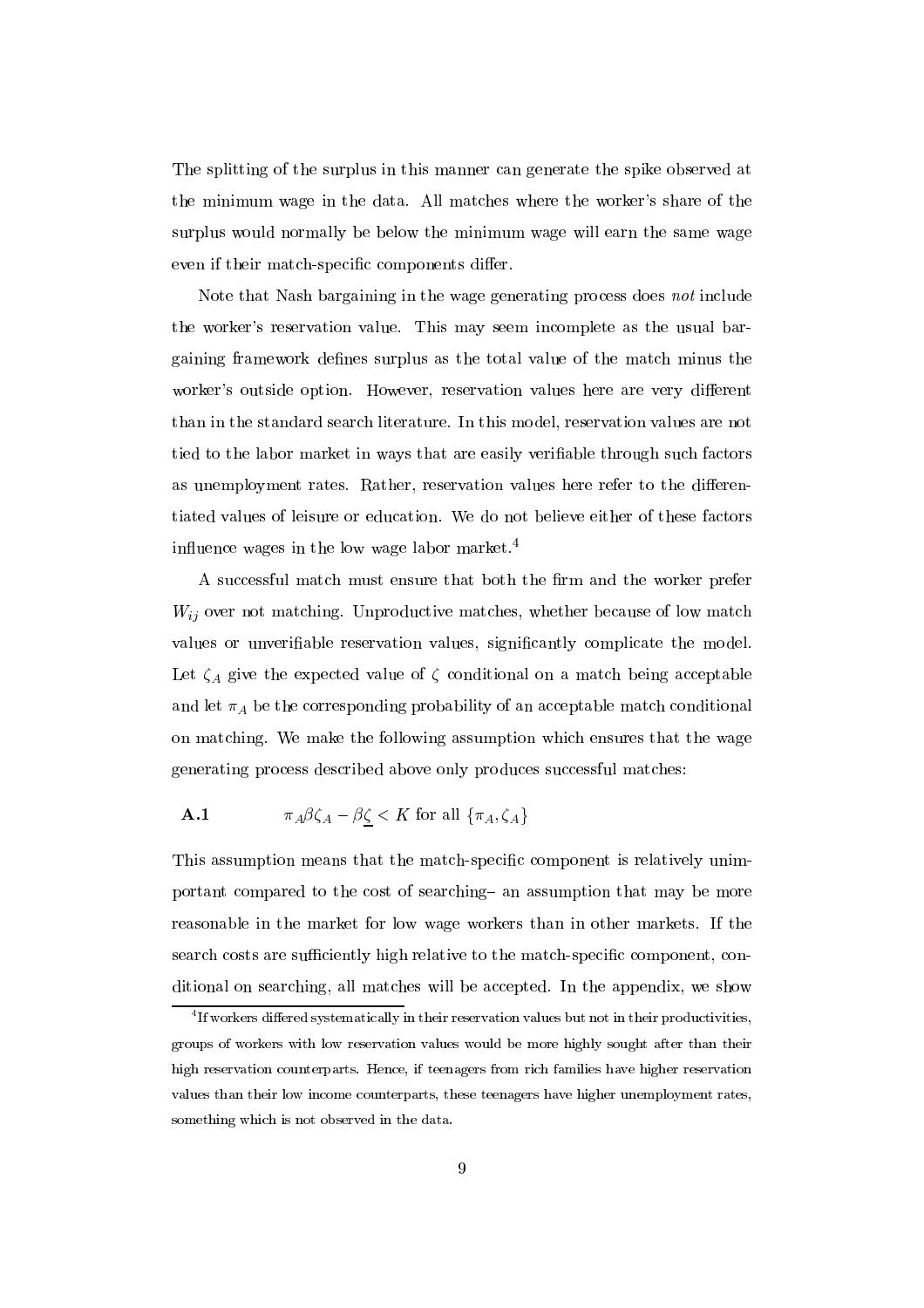The splitting of the surplus in this manner can generate the spike observed at the minimum wage in the data. All matches where the worker's share of the surplus would normally be below the minimum wage will earn the same wage even if their match-specific components differ.

Note that Nash bargaining in the wage generating process does *not* include the worker's reservation value. This may seem incomplete as the usual bargaining framework defines surplus as the total value of the match minus the worker's outside option. However, reservation values here are very different than in the standard search literature. In this model, reservation values are not tied to the labor market in ways that are easily verifiable through such factors as unemployment rates. Rather, reservation values here refer to the differentiated values of leisure or education. We do not believe either of these factors influence wages in the low wage labor market.[4]

A successful match must ensure that both the firm and the worker prefer $W_{ij}$ over not matching. Unproductive matches, whether because of low match values or unverifiable reservation values, significantly complicate the model. Let $\zeta_A$ give the expected value of $\zeta$ conditional on a match being acceptable and let $\pi_A$ be the corresponding probability of an acceptable match conditional on matching. We make the following assumption which ensures that the wage generating process described above only produces successful matches:

**A.1** $\qquad \pi_A \beta \zeta_A - \beta \underline{\zeta} < K$ for all $\{\pi_A, \zeta_A\}$

This assumption means that the match-specific component is relatively unimportant compared to the cost of searching– an assumption that may be more reasonable in the market for low wage workers than in other markets. If the search costs are sufficiently high relative to the match-specific component, conditional on searching, all matches will be accepted. In the appendix, we show

[4] If workers differed systematically in their reservation values but not in their productivities, groups of workers with low reservation values would be more highly sought after than their high reservation counterparts. Hence, if teenagers from rich families have higher reservation values than their low income counterparts, these teenagers have higher unemployment rates, something which is not observed in the data.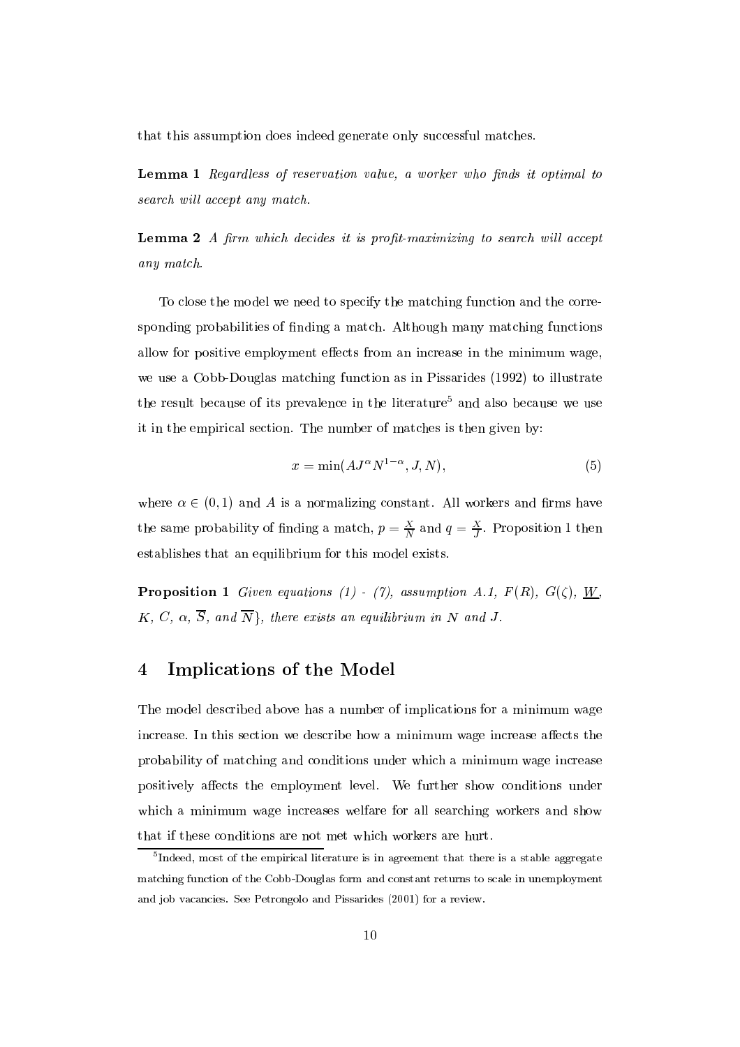that this assumption does indeed generate only successful matches.

**Lemma 1** *Regardless of reservation value, a worker who finds it optimal to search will accept any match.*

**Lemma 2** *A firm which decides it is profit-maximizing to search will accept any match.*

To close the model we need to specify the matching function and the corresponding probabilities of finding a match. Although many matching functions allow for positive employment effects from an increase in the minimum wage, we use a Cobb-Douglas matching function as in Pissarides (1992) to illustrate the result because of its prevalence in the literature[5] and also because we use it in the empirical section. The number of matches is then given by:

$$x = \min(AJ^{\alpha}N^{1-\alpha}, J, N), \tag{5}$$

where $\alpha \in (0,1)$ and $A$ is a normalizing constant. All workers and firms have the same probability of finding a match, $p = \frac{X}{N}$ and $q = \frac{X}{J}$. Proposition 1 then establishes that an equilibrium for this model exists.

**Proposition 1** *Given equations (1) - (7), assumption A.1, $F(R)$, $G(\zeta)$, $\underline{W}$, $K$, $C$, $\alpha$, $\overline{S}$, and $\overline{N}$}, there exists an equilibrium in $N$ and $J$.*

## 4 Implications of the Model

The model described above has a number of implications for a minimum wage increase. In this section we describe how a minimum wage increase affects the probability of matching and conditions under which a minimum wage increase positively affects the employment level. We further show conditions under which a minimum wage increases welfare for all searching workers and show that if these conditions are not met which workers are hurt.

[5] Indeed, most of the empirical literature is in agreement that there is a stable aggregate matching function of the Cobb-Douglas form and constant returns to scale in unemployment and job vacancies. See Petrongolo and Pissarides (2001) for a review.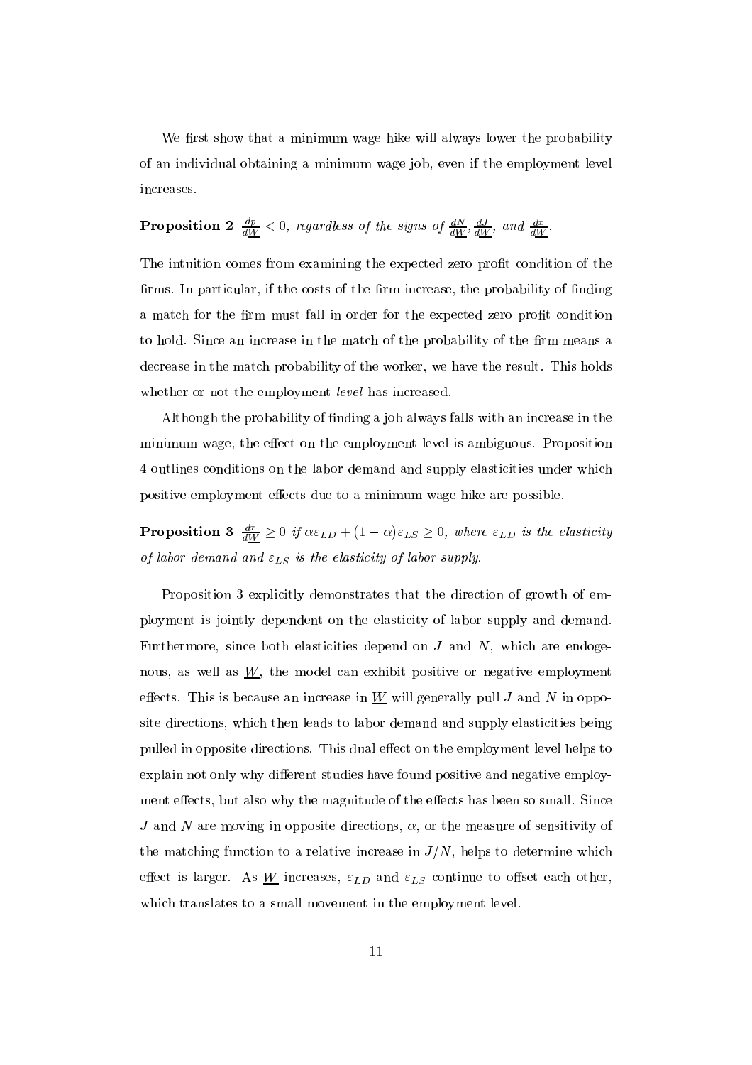We first show that a minimum wage hike will always lower the probability of an individual obtaining a minimum wage job, even if the employment level increases.

**Proposition 2** *$\frac{dp}{d\underline{W}} < 0$, regardless of the signs of $\frac{dN}{d\underline{W}}, \frac{dJ}{d\underline{W}}$, and $\frac{dx}{d\underline{W}}$.*

The intuition comes from examining the expected zero profit condition of the firms. In particular, if the costs of the firm increase, the probability of finding a match for the firm must fall in order for the expected zero profit condition to hold. Since an increase in the match of the probability of the firm means a decrease in the match probability of the worker, we have the result. This holds whether or not the employment *level* has increased.

Although the probability of finding a job always falls with an increase in the minimum wage, the effect on the employment level is ambiguous. Proposition 4 outlines conditions on the labor demand and supply elasticities under which positive employment effects due to a minimum wage hike are possible.

**Proposition 3** *$\frac{dx}{d\underline{W}} \geq 0$ if $\alpha\varepsilon_{LD} + (1-\alpha)\varepsilon_{LS} \geq 0$, where $\varepsilon_{LD}$ is the elasticity of labor demand and $\varepsilon_{LS}$ is the elasticity of labor supply.*

Proposition 3 explicitly demonstrates that the direction of growth of employment is jointly dependent on the elasticity of labor supply and demand. Furthermore, since both elasticities depend on $J$ and $N$, which are endogenous, as well as $\underline{W}$, the model can exhibit positive or negative employment effects. This is because an increase in $\underline{W}$ will generally pull $J$ and $N$ in opposite directions, which then leads to labor demand and supply elasticities being pulled in opposite directions. This dual effect on the employment level helps to explain not only why different studies have found positive and negative employment effects, but also why the magnitude of the effects has been so small. Since $J$ and $N$ are moving in opposite directions, $\alpha$, or the measure of sensitivity of the matching function to a relative increase in $J/N$, helps to determine which effect is larger. As $\underline{W}$ increases, $\varepsilon_{LD}$ and $\varepsilon_{LS}$ continue to offset each other, which translates to a small movement in the employment level.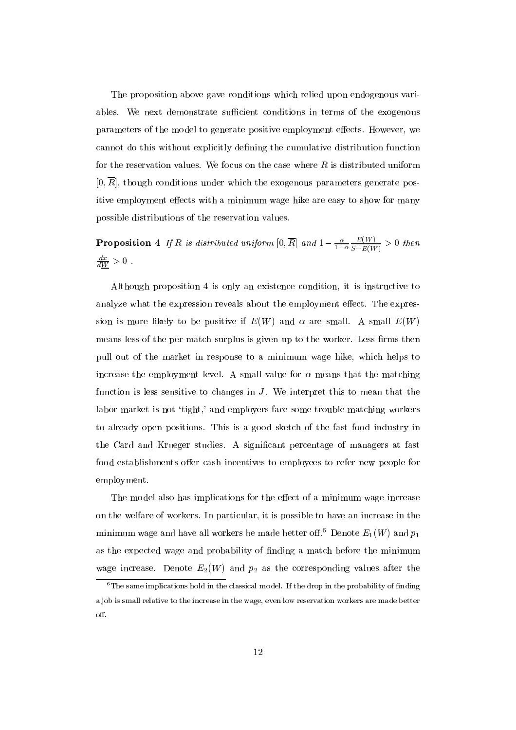The proposition above gave conditions which relied upon endogenous variables. We next demonstrate sufficient conditions in terms of the exogenous parameters of the model to generate positive employment effects. However, we cannot do this without explicitly defining the cumulative distribution function for the reservation values. We focus on the case where $R$ is distributed uniform $[0, \overline{R}]$, though conditions under which the exogenous parameters generate positive employment effects with a minimum wage hike are easy to show for many possible distributions of the reservation values.

**Proposition 4** *If $R$ is distributed uniform $[0, \overline{R}]$ and $1 - \frac{\alpha}{1-\alpha}\frac{E(W)}{\overline{S}-E(W)} > 0$ then $\frac{dx}{d\underline{W}} > 0$ .*

Although proposition 4 is only an existence condition, it is instructive to analyze what the expression reveals about the employment effect. The expression is more likely to be positive if $E(W)$ and $\alpha$ are small. A small $E(W)$ means less of the per-match surplus is given up to the worker. Less firms then pull out of the market in response to a minimum wage hike, which helps to increase the employment level. A small value for $\alpha$ means that the matching function is less sensitive to changes in $J$. We interpret this to mean that the labor market is not 'tight,' and employers face some trouble matching workers to already open positions. This is a good sketch of the fast food industry in the Card and Krueger studies. A significant percentage of managers at fast food establishments offer cash incentives to employees to refer new people for employment.

The model also has implications for the effect of a minimum wage increase on the welfare of workers. In particular, it is possible to have an increase in the minimum wage and have all workers be made better off.[6] Denote $E_1(W)$ and $p_1$ as the expected wage and probability of finding a match before the minimum wage increase. Denote $E_2(W)$ and $p_2$ as the corresponding values after the

[6] The same implications hold in the classical model. If the drop in the probability of finding a job is small relative to the increase in the wage, even low reservation workers are made better off.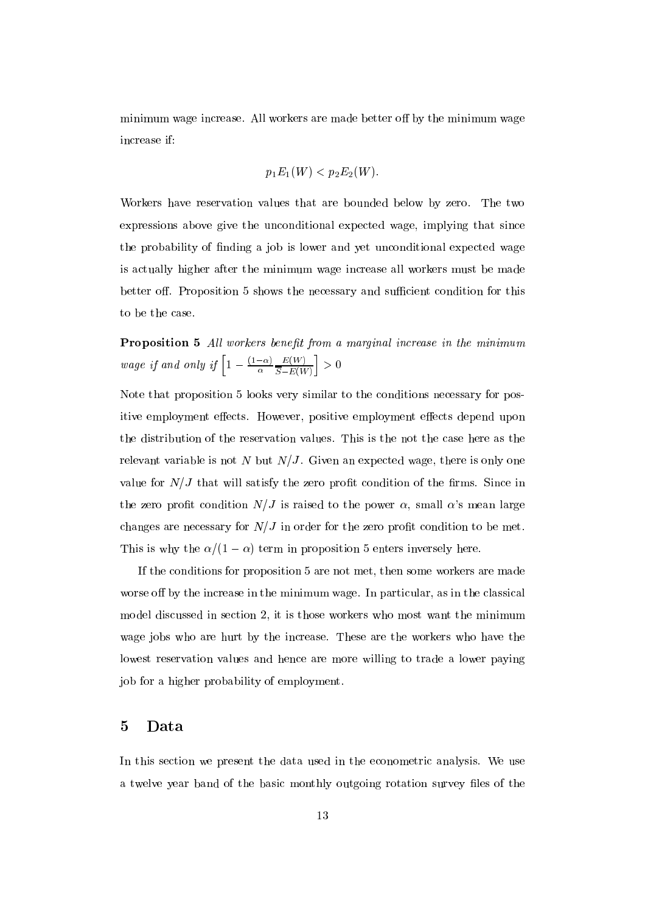minimum wage increase. All workers are made better off by the minimum wage increase if:

$$p_1 E_1(W) < p_2 E_2(W).$$

Workers have reservation values that are bounded below by zero. The two expressions above give the unconditional expected wage, implying that since the probability of finding a job is lower and yet unconditional expected wage is actually higher after the minimum wage increase all workers must be made better off. Proposition 5 shows the necessary and sufficient condition for this to be the case.

**Proposition 5** *All workers benefit from a marginal increase in the minimum wage if and only if* $\left[1 - \frac{(1-\alpha)}{\alpha} \frac{E(W)}{S-E(W)}\right] > 0$

Note that proposition 5 looks very similar to the conditions necessary for positive employment effects. However, positive employment effects depend upon the distribution of the reservation values. This is the not the case here as the relevant variable is not $N$ but $N/J$. Given an expected wage, there is only one value for $N/J$ that will satisfy the zero profit condition of the firms. Since in the zero profit condition $N/J$ is raised to the power $\alpha$, small $\alpha$'s mean large changes are necessary for $N/J$ in order for the zero profit condition to be met. This is why the $\alpha/(1-\alpha)$ term in proposition 5 enters inversely here.

If the conditions for proposition 5 are not met, then some workers are made worse off by the increase in the minimum wage. In particular, as in the classical model discussed in section 2, it is those workers who most want the minimum wage jobs who are hurt by the increase. These are the workers who have the lowest reservation values and hence are more willing to trade a lower paying job for a higher probability of employment.

# 5 Data

In this section we present the data used in the econometric analysis. We use a twelve year band of the basic monthly outgoing rotation survey files of the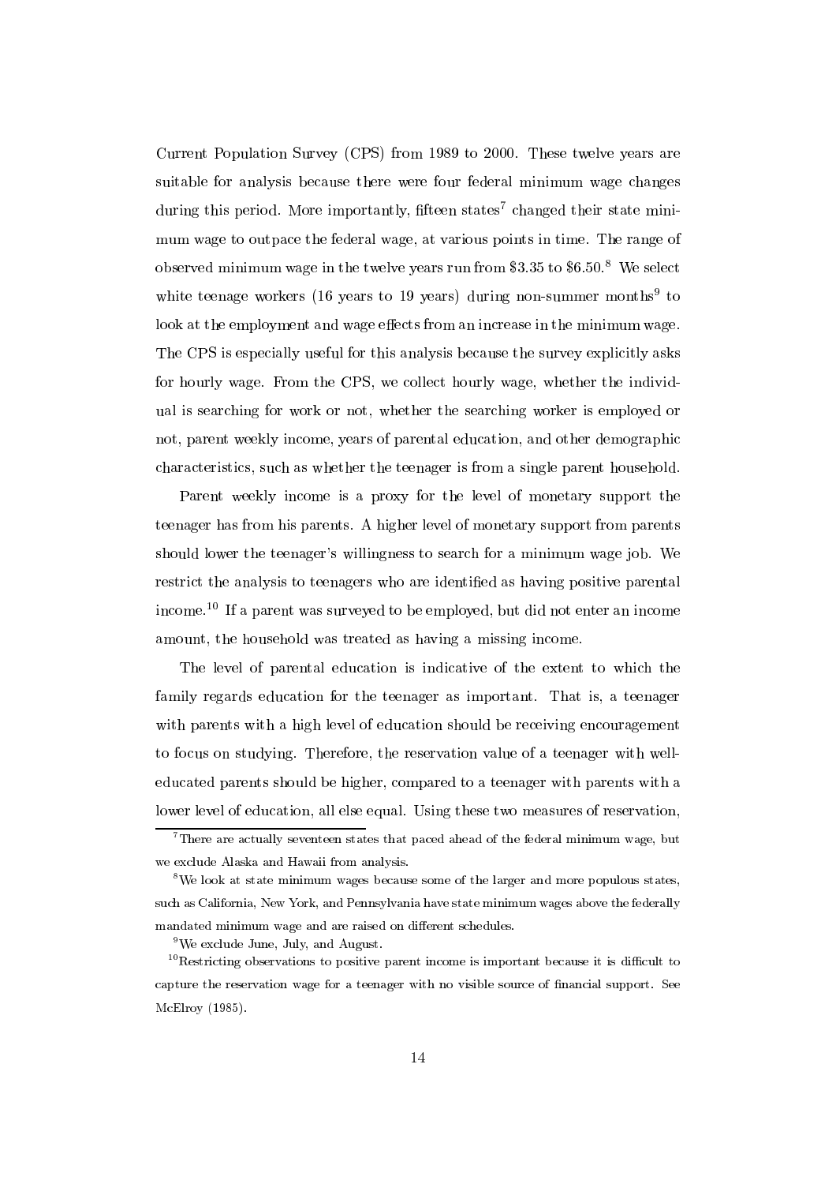Current Population Survey (CPS) from 1989 to 2000. These twelve years are suitable for analysis because there were four federal minimum wage changes during this period. More importantly, fifteen states[7] changed their state minimum wage to outpace the federal wage, at various points in time. The range of observed minimum wage in the twelve years run from $3.35 to $6.50.[8] We select white teenage workers (16 years to 19 years) during non-summer months[9] to look at the employment and wage effects from an increase in the minimum wage. The CPS is especially useful for this analysis because the survey explicitly asks for hourly wage. From the CPS, we collect hourly wage, whether the individual is searching for work or not, whether the searching worker is employed or not, parent weekly income, years of parental education, and other demographic characteristics, such as whether the teenager is from a single parent household.

Parent weekly income is a proxy for the level of monetary support the teenager has from his parents. A higher level of monetary support from parents should lower the teenager's willingness to search for a minimum wage job. We restrict the analysis to teenagers who are identified as having positive parental income.[10] If a parent was surveyed to be employed, but did not enter an income amount, the household was treated as having a missing income.

The level of parental education is indicative of the extent to which the family regards education for the teenager as important. That is, a teenager with parents with a high level of education should be receiving encouragement to focus on studying. Therefore, the reservation value of a teenager with well-educated parents should be higher, compared to a teenager with parents with a lower level of education, all else equal. Using these two measures of reservation,

---

[7] There are actually seventeen states that paced ahead of the federal minimum wage, but we exclude Alaska and Hawaii from analysis.

[8] We look at state minimum wages because some of the larger and more populous states, such as California, New York, and Pennsylvania have state minimum wages above the federally mandated minimum wage and are raised on different schedules.

[9] We exclude June, July, and August.

[10] Restricting observations to positive parent income is important because it is difficult to capture the reservation wage for a teenager with no visible source of financial support. See McElroy (1985).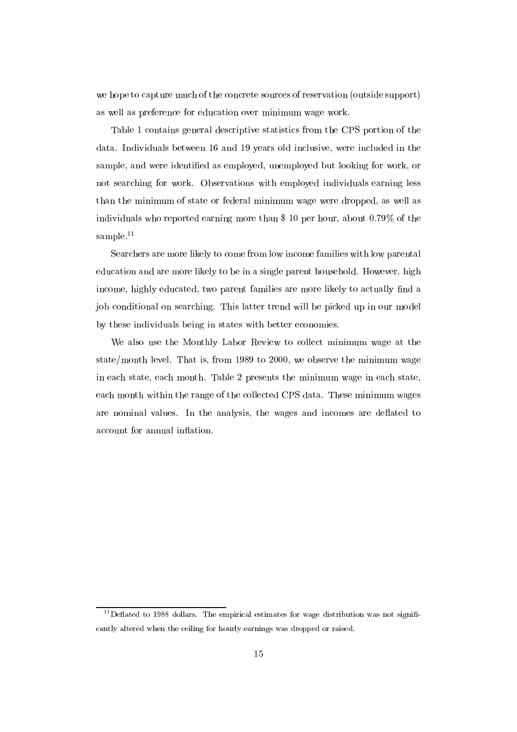we hope to capture much of the concrete sources of reservation (outside support) as well as preference for education over minimum wage work.

Table 1 contains general descriptive statistics from the CPS portion of the data. Individuals between 16 and 19 years old inclusive, were included in the sample, and were identified as employed, unemployed but looking for work, or not searching for work. Observations with employed individuals earning less than the minimum of state or federal minimum wage were dropped, as well as individuals who reported earning more than $ 10 per hour, about 0.79% of the sample.[11]

Searchers are more likely to come from low income families with low parental education and are more likely to be in a single parent household. However, high income, highly educated, two parent families are more likely to actually find a job conditional on searching. This latter trend will be picked up in our model by these individuals being in states with better economies.

We also use the Monthly Labor Review to collect minimum wage at the state/month level. That is, from 1989 to 2000, we observe the minimum wage in each state, each month. Table 2 presents the minimum wage in each state, each month within the range of the collected CPS data. These minimum wages are nominal values. In the analysis, the wages and incomes are deflated to account for annual inflation.

[11] Deflated to 1988 dollars. The empirical estimates for wage distribution was not significantly altered when the ceiling for hourly earnings was dropped or raised.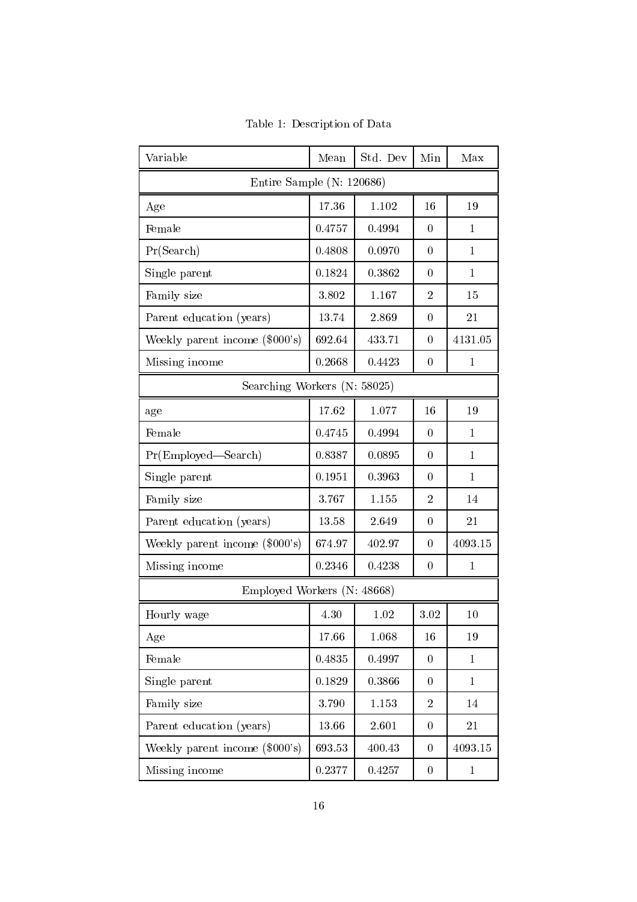Table 1: Description of Data

| Variable | Mean | Std. Dev | Min | Max |
|---|---|---|---|---|
| Entire Sample (N: 120686) | | | | |
| Age | 17.36 | 1.102 | 16 | 19 |
| Female | 0.4757 | 0.4994 | 0 | 1 |
| Pr(Search) | 0.4808 | 0.0970 | 0 | 1 |
| Single parent | 0.1824 | 0.3862 | 0 | 1 |
| Family size | 3.802 | 1.167 | 2 | 15 |
| Parent education (years) | 13.74 | 2.869 | 0 | 21 |
| Weekly parent income ($000's) | 692.64 | 433.71 | 0 | 4131.05 |
| Missing income | 0.2668 | 0.4423 | 0 | 1 |
| Searching Workers (N: 58025) | | | | |
| age | 17.62 | 1.077 | 16 | 19 |
| Female | 0.4745 | 0.4994 | 0 | 1 |
| Pr(Employed—Search) | 0.8387 | 0.0895 | 0 | 1 |
| Single parent | 0.1951 | 0.3963 | 0 | 1 |
| Family size | 3.767 | 1.155 | 2 | 14 |
| Parent education (years) | 13.58 | 2.649 | 0 | 21 |
| Weekly parent income ($000's) | 674.97 | 402.97 | 0 | 4093.15 |
| Missing income | 0.2346 | 0.4238 | 0 | 1 |
| Employed Workers (N: 48668) | | | | |
| Hourly wage | 4.30 | 1.02 | 3.02 | 10 |
| Age | 17.66 | 1.068 | 16 | 19 |
| Female | 0.4835 | 0.4997 | 0 | 1 |
| Single parent | 0.1829 | 0.3866 | 0 | 1 |
| Family size | 3.790 | 1.153 | 2 | 14 |
| Parent education (years) | 13.66 | 2.601 | 0 | 21 |
| Weekly parent income ($000's) | 693.53 | 400.43 | 0 | 4093.15 |
| Missing income | 0.2377 | 0.4257 | 0 | 1 |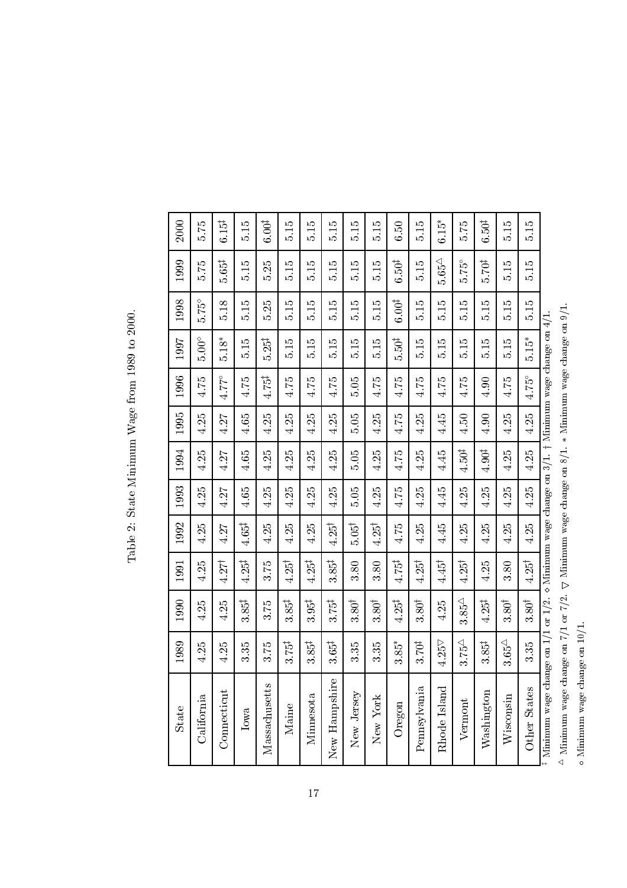Table 2: State Minimum Wage from 1989 to 2000.

| State | 1989 | 1990 | 1991 | 1992 | 1993 | 1994 | 1995 | 1996 | 1997 | 1998 | 1999 | 2000 |
|---|---|---|---|---|---|---|---|---|---|---|---|---|
| California | 4.25 | 4.25 | 4.25 | 4.25 | 4.25 | 4.25 | 4.25 | 4.75 | 5.00◇ | 5.75◇ | 5.75 | 5.75 |
| Connecticut | 4.25 | 4.25 | 4.27† | 4.27 | 4.27 | 4.27 | 4.27 | 4.77∘ | 5.18* | 5.18 | 5.65‡ | 6.15‡ |
| Iowa | 3.35 | 3.85‡ | 4.25‡ | 4.65‡ | 4.65 | 4.65 | 4.65 | 4.75 | 5.15 | 5.15 | 5.15 | 5.15 |
| Massachusetts | 3.75 | 3.75 | 3.75 | 4.25 | 4.25 | 4.25 | 4.25 | 4.75‡ | 5.25‡ | 5.25 | 5.25 | 6.00‡ |
| Maine | 3.75‡ | 3.85‡ | 4.25† | 4.25 | 4.25 | 4.25 | 4.25 | 4.75 | 5.15 | 5.15 | 5.15 | 5.15 |
| Minnesota | 3.85‡ | 3.95‡ | 4.25‡ | 4.25 | 4.25 | 4.25 | 4.25 | 4.75 | 5.15 | 5.15 | 5.15 | 5.15 |
| New Hampshire | 3.65‡ | 3.75‡ | 3.85‡ | 4.25† | 4.25 | 4.25 | 4.25 | 4.75 | 5.15 | 5.15 | 5.15 | 5.15 |
| New Jersey | 3.35 | 3.80† | 3.80 | 5.05† | 5.05 | 5.05 | 5.05 | 5.05 | 5.15 | 5.15 | 5.15 | 5.15 |
| New York | 3.35 | 3.80† | 3.80 | 4.25† | 4.25 | 4.25 | 4.25 | 4.75 | 5.15 | 5.15 | 5.15 | 5.15 |
| Oregon | 3.85* | 4.25‡ | 4.75‡ | 4.75 | 4.75 | 4.75 | 4.75 | 4.75 | 5.50‡ | 6.00‡ | 6.50‡ | 6.50 |
| Pennsylvania | 3.70‡ | 3.80† | 4.25† | 4.25 | 4.25 | 4.25 | 4.25 | 4.75 | 5.15 | 5.15 | 5.15 | 5.15 |
| Rhode Island | 4.25▽ | 4.25 | 4.45† | 4.45 | 4.45 | 4.45 | 4.45 | 4.75 | 5.15 | 5.15 | 5.65△ | 6.15* |
| Vermont | 3.75△ | 3.85△ | 4.25† | 4.25 | 4.25 | 4.50‡ | 4.50 | 4.75 | 5.15 | 5.15 | 5.75∘ | 5.75 |
| Washington | 3.85‡ | 4.25‡ | 4.25 | 4.25 | 4.25 | 4.90‡ | 4.90 | 4.90 | 5.15 | 5.15 | 5.70‡ | 6.50‡ |
| Wisconsin | 3.65△ | 3.80† | 3.80 | 4.25 | 4.25 | 4.25 | 4.25 | 4.75 | 5.15 | 5.15 | 5.15 | 5.15 |
| Other States | 3.35 | 3.80† | 4.25† | 4.25 | 4.25 | 4.25 | 4.25 | 4.75∘ | 5.15* | 5.15 | 5.15 | 5.15 |

‡ Minimum wage change on 1/1 or 1/2. ◇ Minimum wage change on 3/1. † Minimum wage change on 4/1.

△ Minimum wage change on 7/1 or 7/2. ▽ Minimum wage change on 8/1. * Minimum wage change on 9/1.

∘ Minimum wage change on 10/1.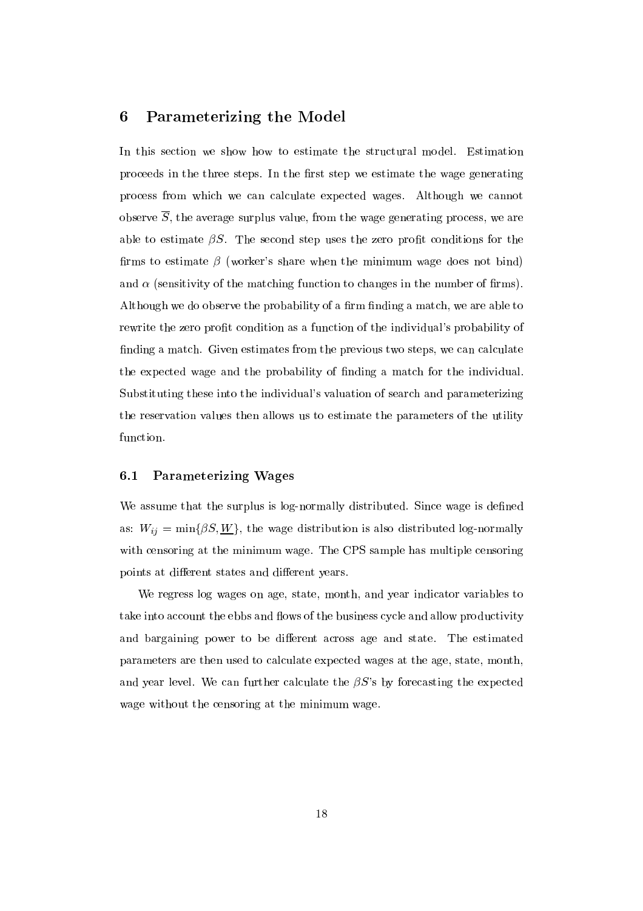## 6 Parameterizing the Model

In this section we show how to estimate the structural model. Estimation proceeds in the three steps. In the first step we estimate the wage generating process from which we can calculate expected wages. Although we cannot observe $\overline{S}$, the average surplus value, from the wage generating process, we are able to estimate $\beta S$. The second step uses the zero profit conditions for the firms to estimate $\beta$ (worker's share when the minimum wage does not bind) and $\alpha$ (sensitivity of the matching function to changes in the number of firms). Although we do observe the probability of a firm finding a match, we are able to rewrite the zero profit condition as a function of the individual's probability of finding a match. Given estimates from the previous two steps, we can calculate the expected wage and the probability of finding a match for the individual. Substituting these into the individual's valuation of search and parameterizing the reservation values then allows us to estimate the parameters of the utility function.

### 6.1 Parameterizing Wages

We assume that the surplus is log-normally distributed. Since wage is defined as: $W_{ij} = \min\{\beta S, \underline{W}\}$, the wage distribution is also distributed log-normally with censoring at the minimum wage. The CPS sample has multiple censoring points at different states and different years.

We regress log wages on age, state, month, and year indicator variables to take into account the ebbs and flows of the business cycle and allow productivity and bargaining power to be different across age and state. The estimated parameters are then used to calculate expected wages at the age, state, month, and year level. We can further calculate the $\beta S$'s by forecasting the expected wage without the censoring at the minimum wage.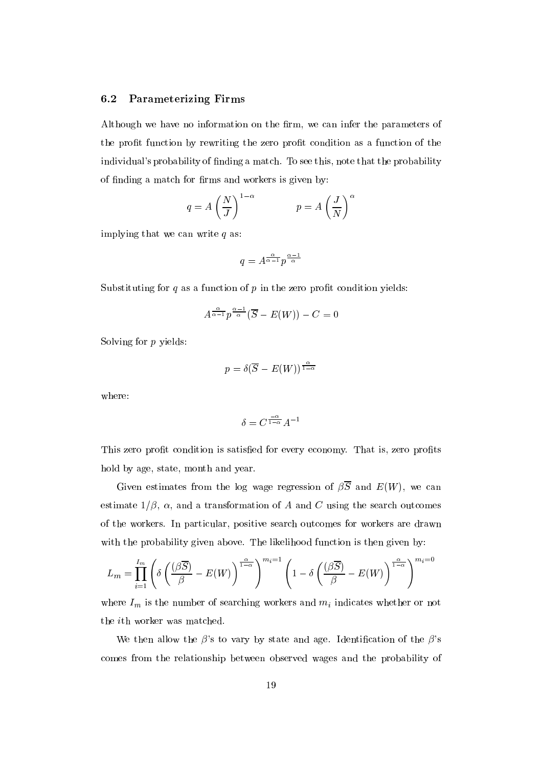### 6.2 Parameterizing Firms

Although we have no information on the firm, we can infer the parameters of the profit function by rewriting the zero profit condition as a function of the individual's probability of finding a match. To see this, note that the probability of finding a match for firms and workers is given by:

$$q = A\left(\frac{N}{J}\right)^{1-\alpha} \qquad\qquad p = A\left(\frac{J}{N}\right)^{\alpha}$$

implying that we can write $q$ as:

$$q = A^{\frac{\alpha}{\alpha-1}} p^{\frac{\alpha-1}{\alpha}}$$

Substituting for $q$ as a function of $p$ in the zero profit condition yields:

$$A^{\frac{\alpha}{\alpha-1}} p^{\frac{\alpha-1}{\alpha}} (\overline{S} - E(W)) - C = 0$$

Solving for $p$ yields:

$$p = \delta(\overline{S} - E(W))^{\frac{\alpha}{1-\alpha}}$$

where:

$$\delta = C^{\frac{-\alpha}{1-\alpha}} A^{-1}$$

This zero profit condition is satisfied for every economy. That is, zero profits hold by age, state, month and year.

Given estimates from the log wage regression of $\beta\overline{S}$ and $E(W)$, we can estimate $1/\beta$, $\alpha$, and a transformation of $A$ and $C$ using the search outcomes of the workers. In particular, positive search outcomes for workers are drawn with the probability given above. The likelihood function is then given by:

$$L_m = \prod_{i=1}^{I_m} \left( \delta \left( \frac{(\beta\overline{S})}{\beta} - E(W) \right)^{\frac{\alpha}{1-\alpha}} \right)^{m_i=1} \left( 1 - \delta \left( \frac{(\beta\overline{S})}{\beta} - E(W) \right)^{\frac{\alpha}{1-\alpha}} \right)^{m_i=0}$$

where $I_m$ is the number of searching workers and $m_i$ indicates whether or not the $i$th worker was matched.

We then allow the $\beta$'s to vary by state and age. Identification of the $\beta$'s comes from the relationship between observed wages and the probability of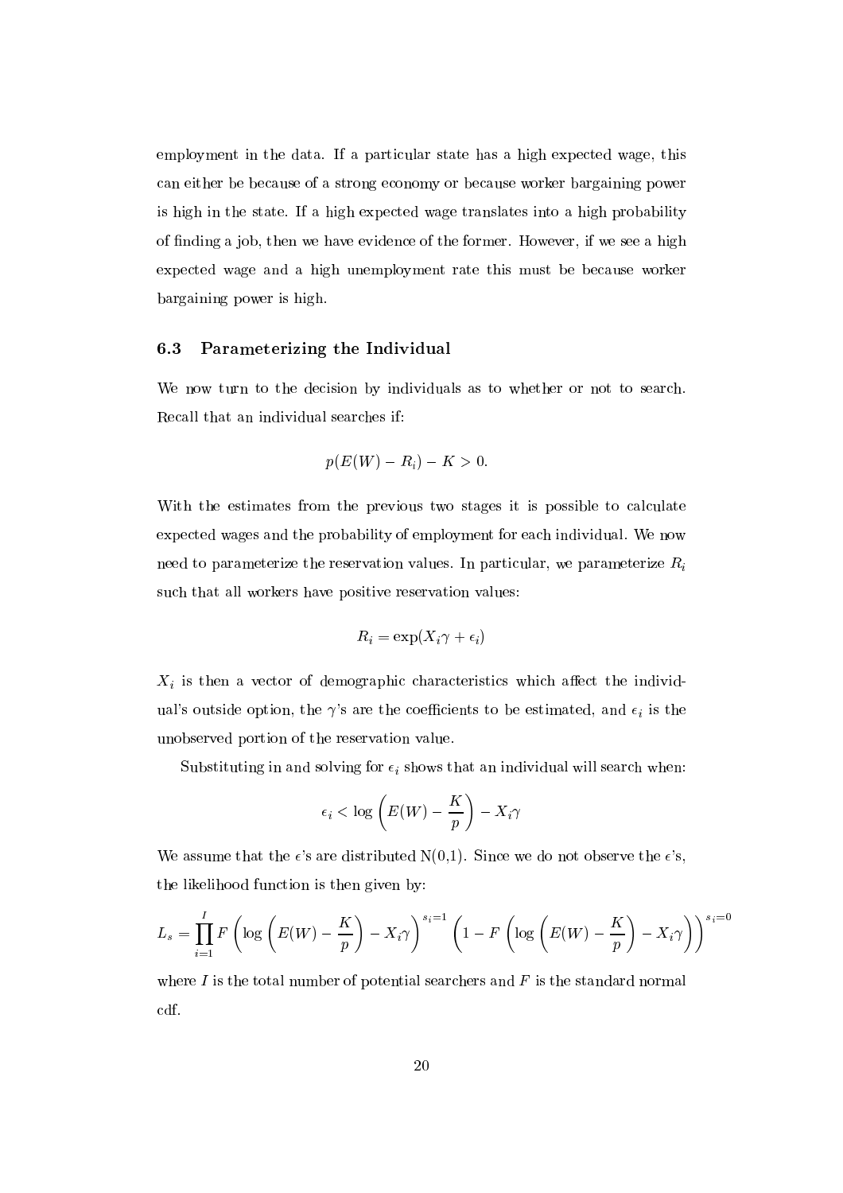employment in the data. If a particular state has a high expected wage, this can either be because of a strong economy or because worker bargaining power is high in the state. If a high expected wage translates into a high probability of finding a job, then we have evidence of the former. However, if we see a high expected wage and a high unemployment rate this must be because worker bargaining power is high.

### 6.3 Parameterizing the Individual

We now turn to the decision by individuals as to whether or not to search. Recall that an individual searches if:

$$p(E(W) - R_i) - K > 0.$$

With the estimates from the previous two stages it is possible to calculate expected wages and the probability of employment for each individual. We now need to parameterize the reservation values. In particular, we parameterize $R_i$ such that all workers have positive reservation values:

$$R_i = \exp(X_i\gamma + \epsilon_i)$$

$X_i$ is then a vector of demographic characteristics which affect the individual's outside option, the $\gamma$'s are the coefficients to be estimated, and $\epsilon_i$ is the unobserved portion of the reservation value.

Substituting in and solving for $\epsilon_i$ shows that an individual will search when:

$$\epsilon_i < \log\left(E(W) - \frac{K}{p}\right) - X_i\gamma$$

We assume that the $\epsilon$'s are distributed N(0,1). Since we do not observe the $\epsilon$'s, the likelihood function is then given by:

$$L_s = \prod_{i=1}^{I} F\left(\log\left(E(W) - \frac{K}{p}\right) - X_i\gamma\right)^{s_i=1}\left(1 - F\left(\log\left(E(W) - \frac{K}{p}\right) - X_i\gamma\right)\right)^{s_i=0}$$

where $I$ is the total number of potential searchers and $F$ is the standard normal cdf.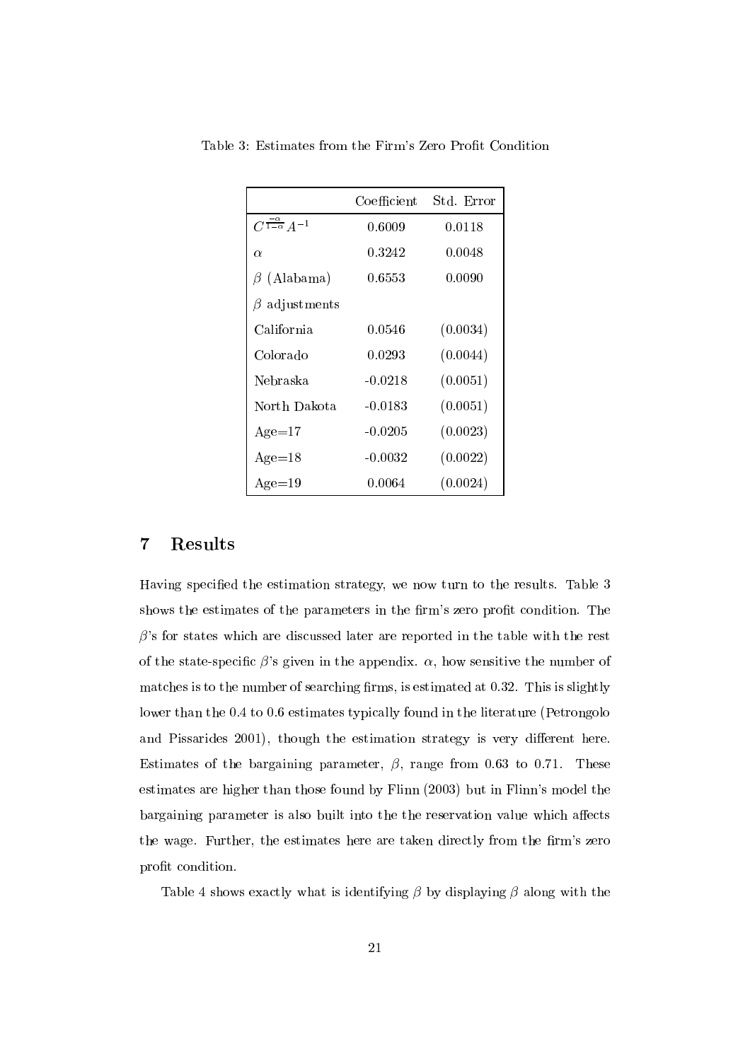Table 3: Estimates from the Firm's Zero Profit Condition

| | Coefficient | Std. Error |
|---|---|---|
| $C^{\frac{-\alpha}{1-\alpha}}A^{-1}$ | 0.6009 | 0.0118 |
| $\alpha$ | 0.3242 | 0.0048 |
| $\beta$ (Alabama) | 0.6553 | 0.0090 |
| $\beta$ adjustments | | |
| California | 0.0546 | (0.0034) |
| Colorado | 0.0293 | (0.0044) |
| Nebraska | -0.0218 | (0.0051) |
| North Dakota | -0.0183 | (0.0051) |
| Age=17 | -0.0205 | (0.0023) |
| Age=18 | -0.0032 | (0.0022) |
| Age=19 | 0.0064 | (0.0024) |

## 7 Results

Having specified the estimation strategy, we now turn to the results. Table 3 shows the estimates of the parameters in the firm's zero profit condition. The $\beta$'s for states which are discussed later are reported in the table with the rest of the state-specific $\beta$'s given in the appendix. $\alpha$, how sensitive the number of matches is to the number of searching firms, is estimated at 0.32. This is slightly lower than the 0.4 to 0.6 estimates typically found in the literature (Petrongolo and Pissarides 2001), though the estimation strategy is very different here. Estimates of the bargaining parameter, $\beta$, range from 0.63 to 0.71. These estimates are higher than those found by Flinn (2003) but in Flinn's model the bargaining parameter is also built into the the reservation value which affects the wage. Further, the estimates here are taken directly from the firm's zero profit condition.

Table 4 shows exactly what is identifying $\beta$ by displaying $\beta$ along with the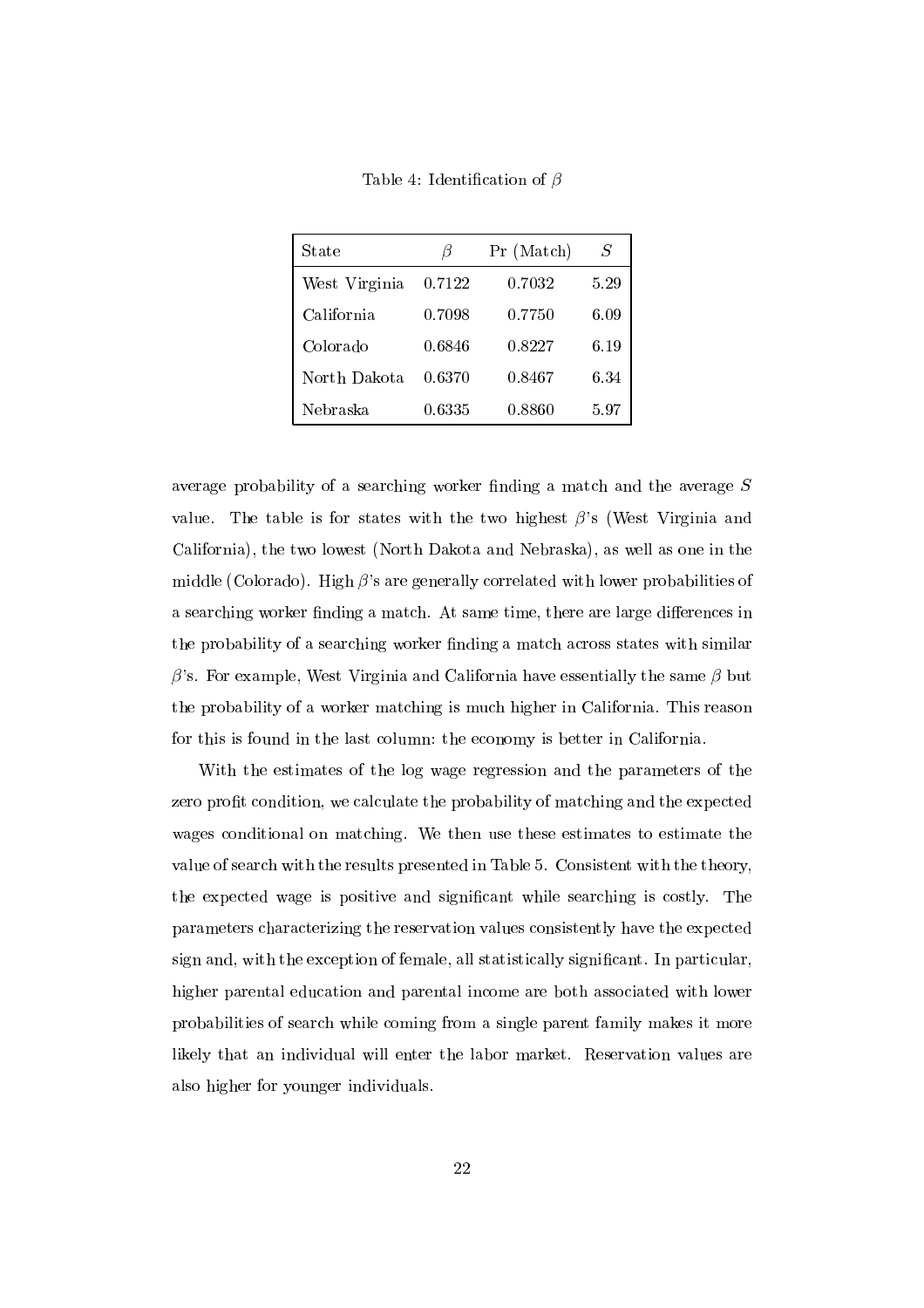Table 4: Identification of $\beta$

| State | $\beta$ | Pr (Match) | $S$ |
|---|---|---|---|
| West Virginia | 0.7122 | 0.7032 | 5.29 |
| California | 0.7098 | 0.7750 | 6.09 |
| Colorado | 0.6846 | 0.8227 | 6.19 |
| North Dakota | 0.6370 | 0.8467 | 6.34 |
| Nebraska | 0.6335 | 0.8860 | 5.97 |

average probability of a searching worker finding a match and the average $S$ value. The table is for states with the two highest $\beta$'s (West Virginia and California), the two lowest (North Dakota and Nebraska), as well as one in the middle (Colorado). High $\beta$'s are generally correlated with lower probabilities of a searching worker finding a match. At same time, there are large differences in the probability of a searching worker finding a match across states with similar $\beta$'s. For example, West Virginia and California have essentially the same $\beta$ but the probability of a worker matching is much higher in California. This reason for this is found in the last column: the economy is better in California.

With the estimates of the log wage regression and the parameters of the zero profit condition, we calculate the probability of matching and the expected wages conditional on matching. We then use these estimates to estimate the value of search with the results presented in Table 5. Consistent with the theory, the expected wage is positive and significant while searching is costly. The parameters characterizing the reservation values consistently have the expected sign and, with the exception of female, all statistically significant. In particular, higher parental education and parental income are both associated with lower probabilities of search while coming from a single parent family makes it more likely that an individual will enter the labor market. Reservation values are also higher for younger individuals.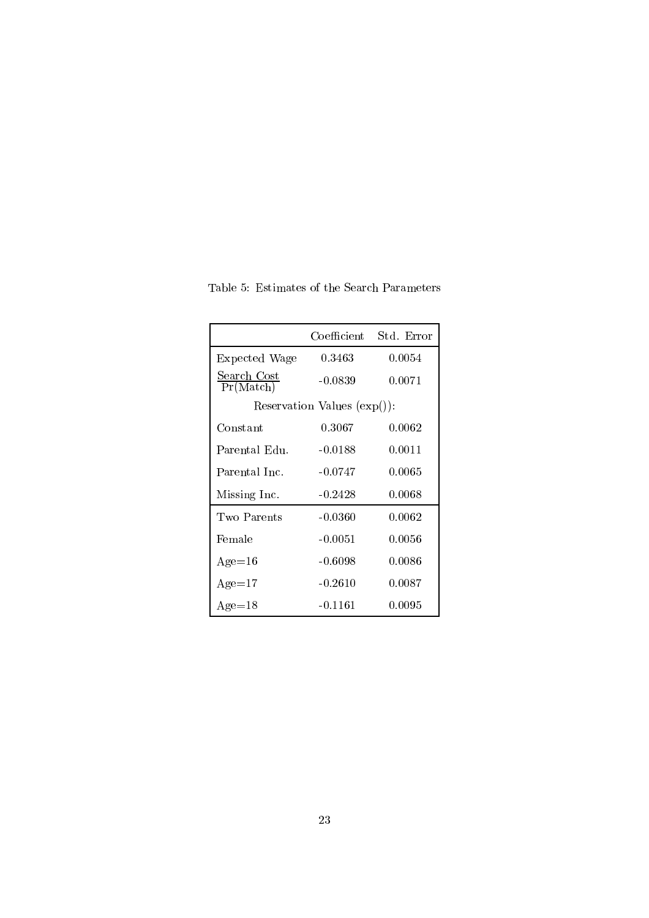Table 5: Estimates of the Search Parameters

| | Coefficient | Std. Error |
|---|---|---|
| Expected Wage | 0.3463 | 0.0054 |
| $\frac{\text{Search Cost}}{\text{Pr(Match)}}$ | -0.0839 | 0.0071 |
| Reservation Values (exp()): | | |
| Constant | 0.3067 | 0.0062 |
| Parental Edu. | -0.0188 | 0.0011 |
| Parental Inc. | -0.0747 | 0.0065 |
| Missing Inc. | -0.2428 | 0.0068 |
| Two Parents | -0.0360 | 0.0062 |
| Female | -0.0051 | 0.0056 |
| Age=16 | -0.6098 | 0.0086 |
| Age=17 | -0.2610 | 0.0087 |
| Age=18 | -0.1161 | 0.0095 |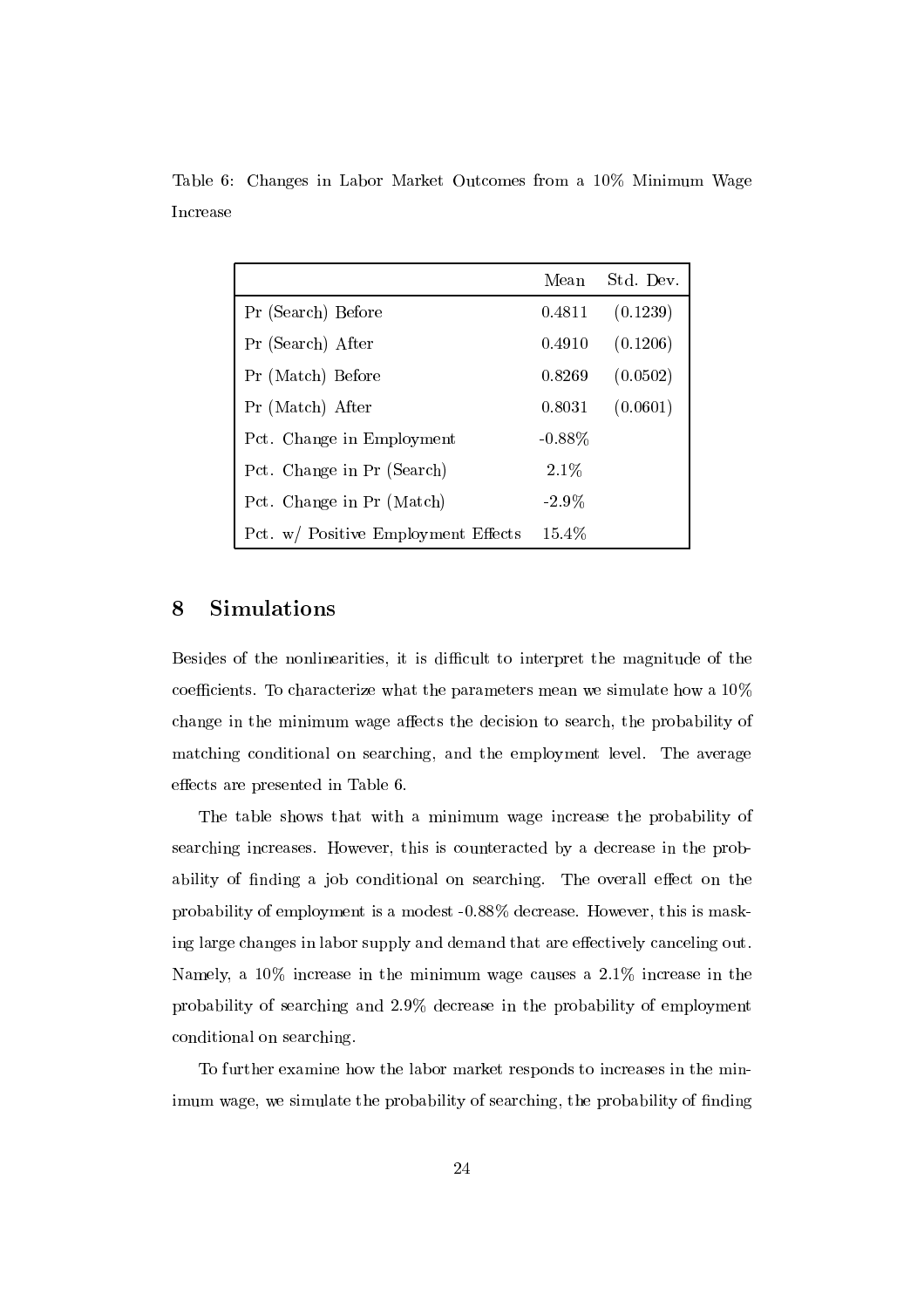Table 6: Changes in Labor Market Outcomes from a 10% Minimum Wage Increase

| | Mean | Std. Dev. |
|---|---|---|
| Pr (Search) Before | 0.4811 | (0.1239) |
| Pr (Search) After | 0.4910 | (0.1206) |
| Pr (Match) Before | 0.8269 | (0.0502) |
| Pr (Match) After | 0.8031 | (0.0601) |
| Pct. Change in Employment | -0.88% | |
| Pct. Change in Pr (Search) | 2.1% | |
| Pct. Change in Pr (Match) | -2.9% | |
| Pct. w/ Positive Employment Effects | 15.4% | |

# 8 Simulations

Besides of the nonlinearities, it is difficult to interpret the magnitude of the coefficients. To characterize what the parameters mean we simulate how a 10% change in the minimum wage affects the decision to search, the probability of matching conditional on searching, and the employment level. The average effects are presented in Table 6.

The table shows that with a minimum wage increase the probability of searching increases. However, this is counteracted by a decrease in the probability of finding a job conditional on searching. The overall effect on the probability of employment is a modest -0.88% decrease. However, this is masking large changes in labor supply and demand that are effectively canceling out. Namely, a 10% increase in the minimum wage causes a 2.1% increase in the probability of searching and 2.9% decrease in the probability of employment conditional on searching.

To further examine how the labor market responds to increases in the minimum wage, we simulate the probability of searching, the probability of finding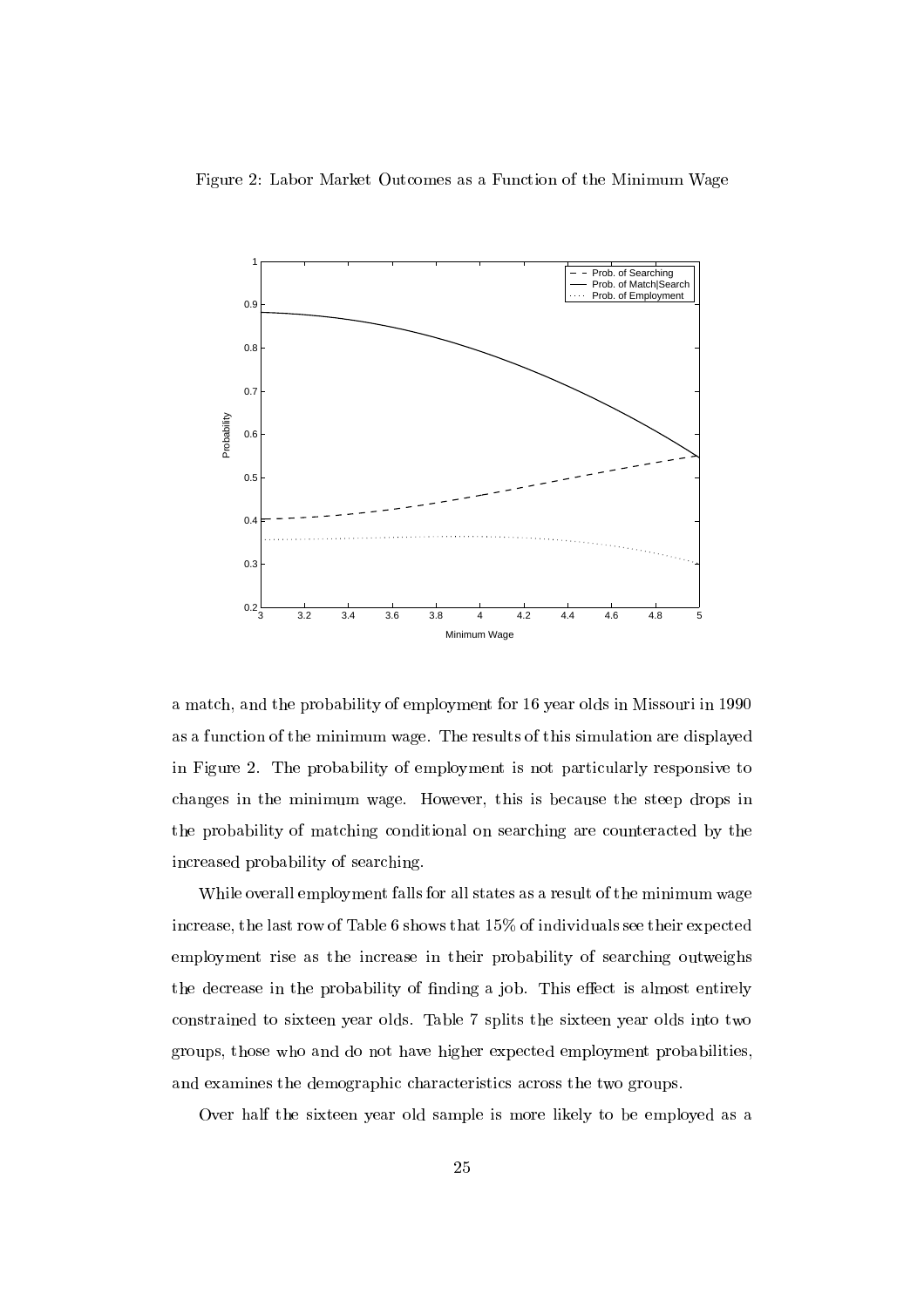Figure 2: Labor Market Outcomes as a Function of the Minimum Wage

a match, and the probability of employment for 16 year olds in Missouri in 1990 as a function of the minimum wage. The results of this simulation are displayed in Figure 2. The probability of employment is not particularly responsive to changes in the minimum wage. However, this is because the steep drops in the probability of matching conditional on searching are counteracted by the increased probability of searching.

While overall employment falls for all states as a result of the minimum wage increase, the last row of Table 6 shows that 15% of individuals see their expected employment rise as the increase in their probability of searching outweighs the decrease in the probability of finding a job. This effect is almost entirely constrained to sixteen year olds. Table 7 splits the sixteen year olds into two groups, those who and do not have higher expected employment probabilities, and examines the demographic characteristics across the two groups.

Over half the sixteen year old sample is more likely to be employed as a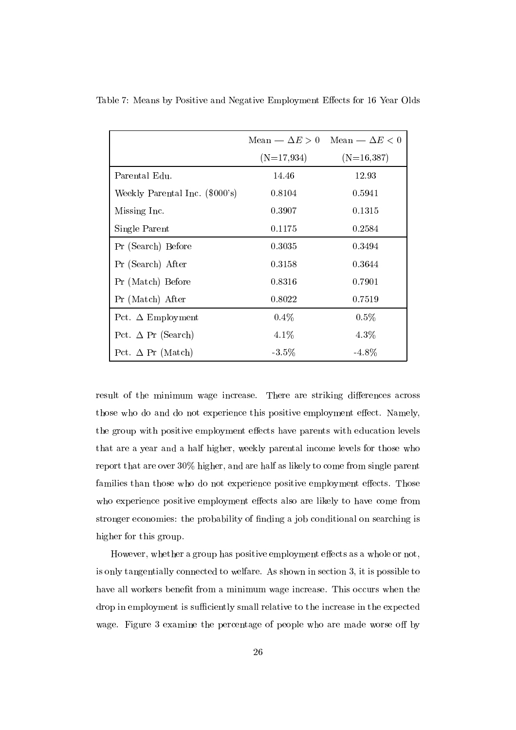Table 7: Means by Positive and Negative Employment Effects for 16 Year Olds

| | Mean — $\Delta E > 0$ | Mean — $\Delta E < 0$ |
|---|---|---|
| | (N=17,934) | (N=16,387) |
| Parental Edu. | 14.46 | 12.93 |
| Weekly Parental Inc. ($000's) | 0.8104 | 0.5941 |
| Missing Inc. | 0.3907 | 0.1315 |
| Single Parent | 0.1175 | 0.2584 |
| Pr (Search) Before | 0.3035 | 0.3494 |
| Pr (Search) After | 0.3158 | 0.3644 |
| Pr (Match) Before | 0.8316 | 0.7901 |
| Pr (Match) After | 0.8022 | 0.7519 |
| Pct. $\Delta$ Employment | 0.4% | 0.5% |
| Pct. $\Delta$ Pr (Search) | 4.1% | 4.3% |
| Pct. $\Delta$ Pr (Match) | -3.5% | -4.8% |

result of the minimum wage increase. There are striking differences across those who do and do not experience this positive employment effect. Namely, the group with positive employment effects have parents with education levels that are a year and a half higher, weekly parental income levels for those who report that are over 30% higher, and are half as likely to come from single parent families than those who do not experience positive employment effects. Those who experience positive employment effects also are likely to have come from stronger economies: the probability of finding a job conditional on searching is higher for this group.

However, whether a group has positive employment effects as a whole or not, is only tangentially connected to welfare. As shown in section 3, it is possible to have all workers benefit from a minimum wage increase. This occurs when the drop in employment is sufficiently small relative to the increase in the expected wage. Figure 3 examine the percentage of people who are made worse off by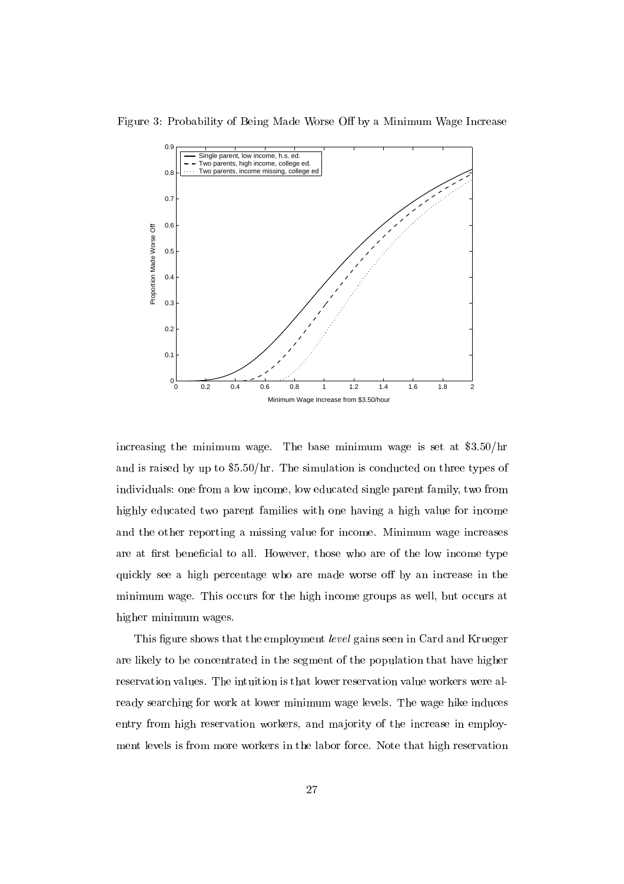Figure 3: Probability of Being Made Worse Off by a Minimum Wage Increase

increasing the minimum wage. The base minimum wage is set at \$3.50/hr and is raised by up to \$5.50/hr. The simulation is conducted on three types of individuals: one from a low income, low educated single parent family, two from highly educated two parent families with one having a high value for income and the other reporting a missing value for income. Minimum wage increases are at first beneficial to all. However, those who are of the low income type quickly see a high percentage who are made worse off by an increase in the minimum wage. This occurs for the high income groups as well, but occurs at higher minimum wages.

This figure shows that the employment *level* gains seen in Card and Krueger are likely to be concentrated in the segment of the population that have higher reservation values. The intuition is that lower reservation value workers were already searching for work at lower minimum wage levels. The wage hike induces entry from high reservation workers, and majority of the increase in employment levels is from more workers in the labor force. Note that high reservation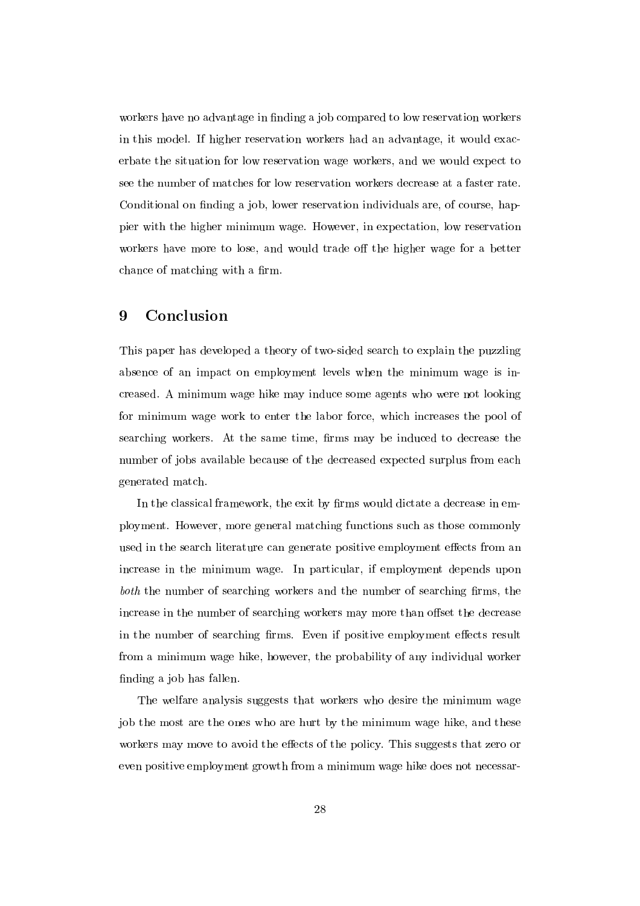workers have no advantage in finding a job compared to low reservation workers in this model. If higher reservation workers had an advantage, it would exacerbate the situation for low reservation wage workers, and we would expect to see the number of matches for low reservation workers decrease at a faster rate. Conditional on finding a job, lower reservation individuals are, of course, happier with the higher minimum wage. However, in expectation, low reservation workers have more to lose, and would trade off the higher wage for a better chance of matching with a firm.

# 9 Conclusion

This paper has developed a theory of two-sided search to explain the puzzling absence of an impact on employment levels when the minimum wage is increased. A minimum wage hike may induce some agents who were not looking for minimum wage work to enter the labor force, which increases the pool of searching workers. At the same time, firms may be induced to decrease the number of jobs available because of the decreased expected surplus from each generated match.

In the classical framework, the exit by firms would dictate a decrease in employment. However, more general matching functions such as those commonly used in the search literature can generate positive employment effects from an increase in the minimum wage. In particular, if employment depends upon *both* the number of searching workers and the number of searching firms, the increase in the number of searching workers may more than offset the decrease in the number of searching firms. Even if positive employment effects result from a minimum wage hike, however, the probability of any individual worker finding a job has fallen.

The welfare analysis suggests that workers who desire the minimum wage job the most are the ones who are hurt by the minimum wage hike, and these workers may move to avoid the effects of the policy. This suggests that zero or even positive employment growth from a minimum wage hike does not necessar-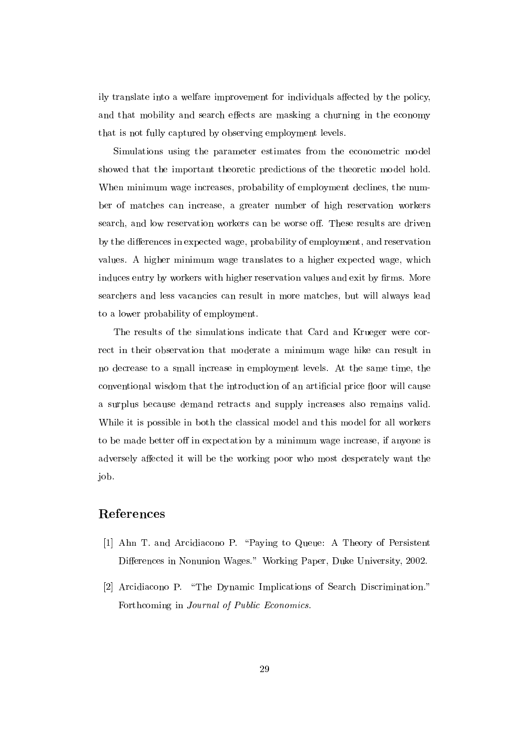ily translate into a welfare improvement for individuals affected by the policy, and that mobility and search effects are masking a churning in the economy that is not fully captured by observing employment levels.

Simulations using the parameter estimates from the econometric model showed that the important theoretic predictions of the theoretic model hold. When minimum wage increases, probability of employment declines, the number of matches can increase, a greater number of high reservation workers search, and low reservation workers can be worse off. These results are driven by the differences in expected wage, probability of employment, and reservation values. A higher minimum wage translates to a higher expected wage, which induces entry by workers with higher reservation values and exit by firms. More searchers and less vacancies can result in more matches, but will always lead to a lower probability of employment.

The results of the simulations indicate that Card and Krueger were correct in their observation that moderate a minimum wage hike can result in no decrease to a small increase in employment levels. At the same time, the conventional wisdom that the introduction of an artificial price floor will cause a surplus because demand retracts and supply increases also remains valid. While it is possible in both the classical model and this model for all workers to be made better off in expectation by a minimum wage increase, if anyone is adversely affected it will be the working poor who most desperately want the job.

## References

[1] Ahn T. and Arcidiacono P. "Paying to Queue: A Theory of Persistent Differences in Nonunion Wages." Working Paper, Duke University, 2002.

[2] Arcidiacono P. "The Dynamic Implications of Search Discrimination." Forthcoming in *Journal of Public Economics*.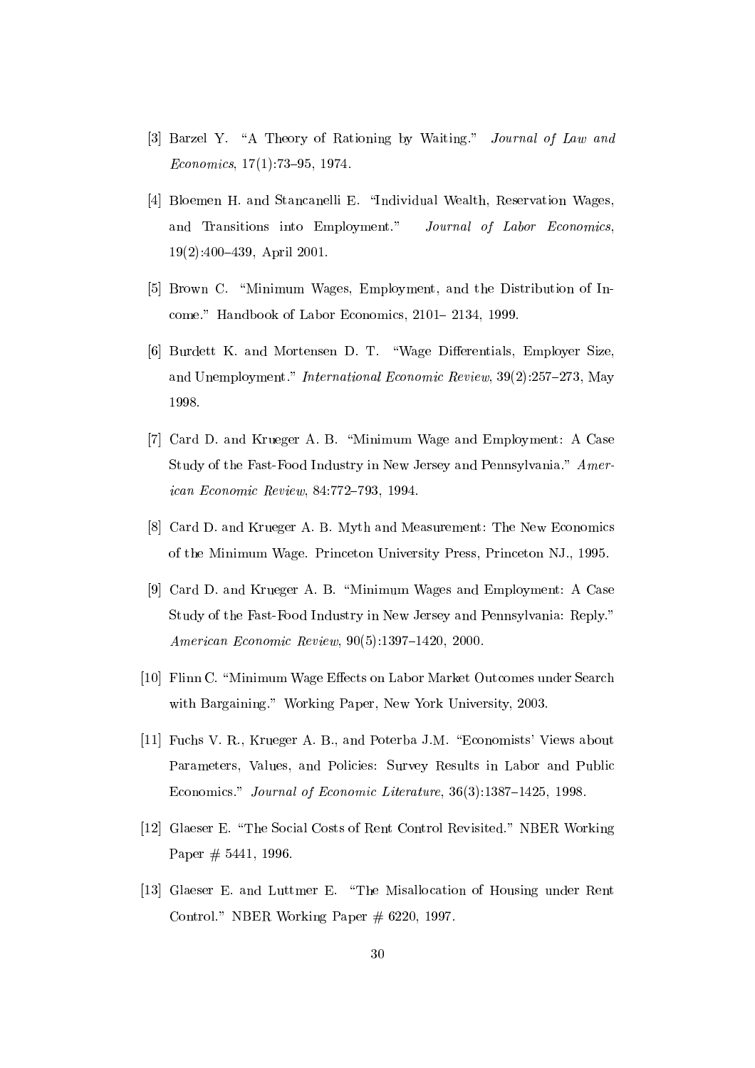[3] Barzel Y. "A Theory of Rationing by Waiting." *Journal of Law and Economics*, 17(1):73–95, 1974.

[4] Bloemen H. and Stancanelli E. "Individual Wealth, Reservation Wages, and Transitions into Employment." *Journal of Labor Economics*, 19(2):400–439, April 2001.

[5] Brown C. "Minimum Wages, Employment, and the Distribution of Income." Handbook of Labor Economics, 2101– 2134, 1999.

[6] Burdett K. and Mortensen D. T. "Wage Differentials, Employer Size, and Unemployment." *International Economic Review*, 39(2):257–273, May 1998.

[7] Card D. and Krueger A. B. "Minimum Wage and Employment: A Case Study of the Fast-Food Industry in New Jersey and Pennsylvania." *American Economic Review*, 84:772–793, 1994.

[8] Card D. and Krueger A. B. Myth and Measurement: The New Economics of the Minimum Wage. Princeton University Press, Princeton NJ., 1995.

[9] Card D. and Krueger A. B. "Minimum Wages and Employment: A Case Study of the Fast-Food Industry in New Jersey and Pennsylvania: Reply." *American Economic Review*, 90(5):1397–1420, 2000.

[10] Flinn C. "Minimum Wage Effects on Labor Market Outcomes under Search with Bargaining." Working Paper, New York University, 2003.

[11] Fuchs V. R., Krueger A. B., and Poterba J.M. "Economists' Views about Parameters, Values, and Policies: Survey Results in Labor and Public Economics." *Journal of Economic Literature*, 36(3):1387–1425, 1998.

[12] Glaeser E. "The Social Costs of Rent Control Revisited." NBER Working Paper # 5441, 1996.

[13] Glaeser E. and Luttmer E. "The Misallocation of Housing under Rent Control." NBER Working Paper # 6220, 1997.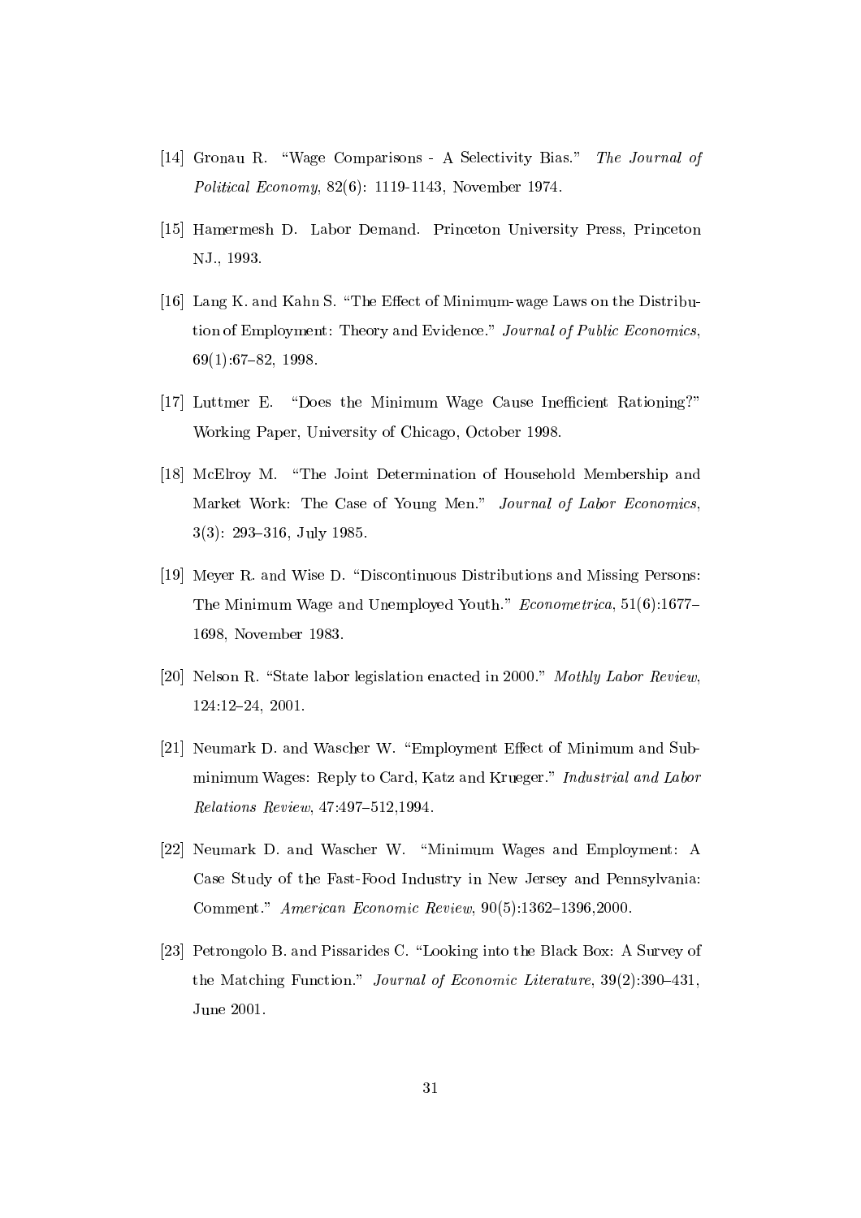[14] Gronau R. "Wage Comparisons - A Selectivity Bias." *The Journal of Political Economy*, 82(6): 1119-1143, November 1974.

[15] Hamermesh D. Labor Demand. Princeton University Press, Princeton NJ., 1993.

[16] Lang K. and Kahn S. "The Effect of Minimum-wage Laws on the Distribution of Employment: Theory and Evidence." *Journal of Public Economics*, 69(1):67–82, 1998.

[17] Luttmer E. "Does the Minimum Wage Cause Inefficient Rationing?" Working Paper, University of Chicago, October 1998.

[18] McElroy M. "The Joint Determination of Household Membership and Market Work: The Case of Young Men." *Journal of Labor Economics*, 3(3): 293–316, July 1985.

[19] Meyer R. and Wise D. "Discontinuous Distributions and Missing Persons: The Minimum Wage and Unemployed Youth." *Econometrica*, 51(6):1677–1698, November 1983.

[20] Nelson R. "State labor legislation enacted in 2000." *Mothly Labor Review*, 124:12–24, 2001.

[21] Neumark D. and Wascher W. "Employment Effect of Minimum and Subminimum Wages: Reply to Card, Katz and Krueger." *Industrial and Labor Relations Review*, 47:497–512,1994.

[22] Neumark D. and Wascher W. "Minimum Wages and Employment: A Case Study of the Fast-Food Industry in New Jersey and Pennsylvania: Comment." *American Economic Review*, 90(5):1362–1396,2000.

[23] Petrongolo B. and Pissarides C. "Looking into the Black Box: A Survey of the Matching Function." *Journal of Economic Literature*, 39(2):390–431, June 2001.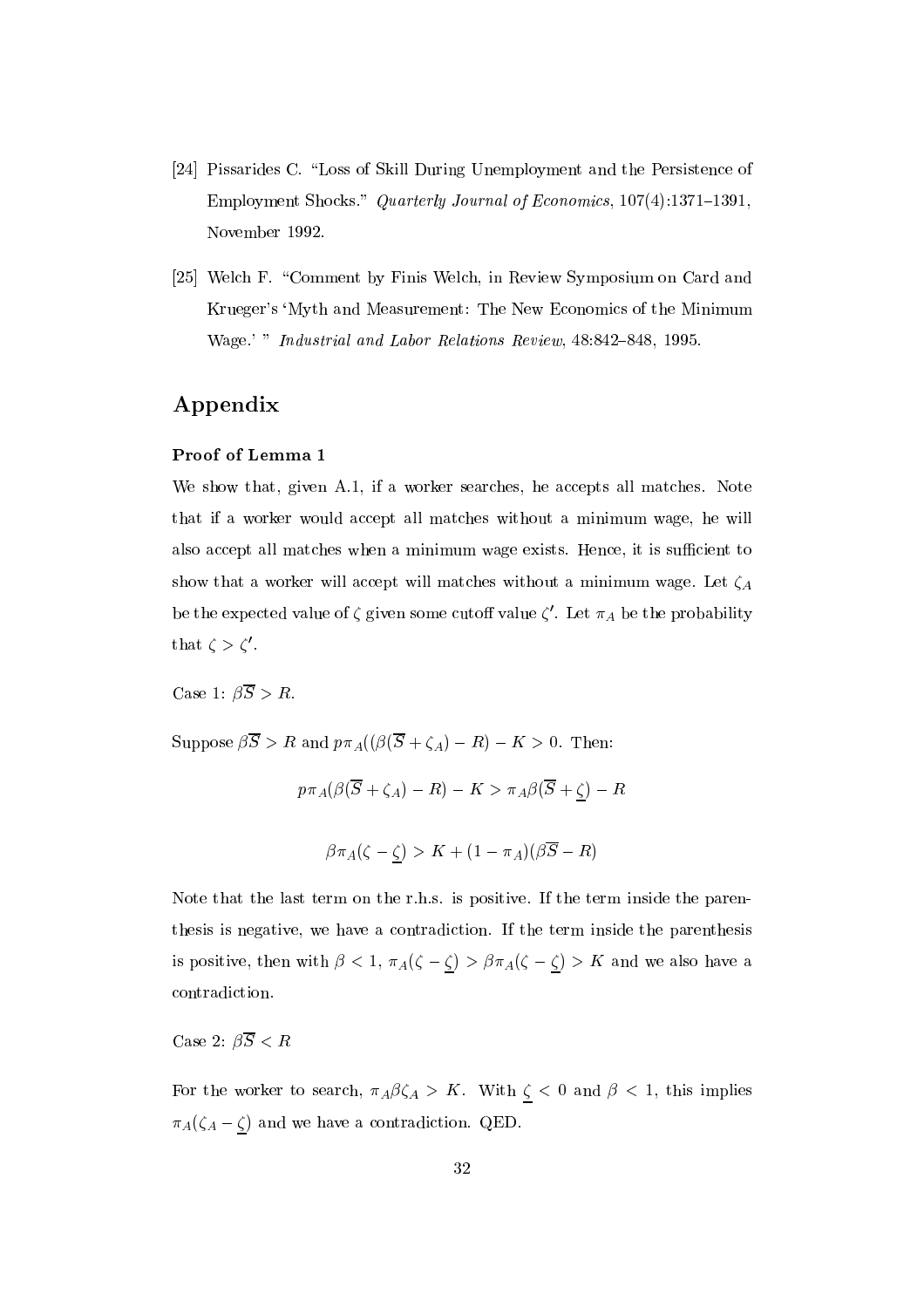[24] Pissarides C. "Loss of Skill During Unemployment and the Persistence of Employment Shocks." *Quarterly Journal of Economics*, 107(4):1371–1391, November 1992.

[25] Welch F. "Comment by Finis Welch, in Review Symposium on Card and Krueger's 'Myth and Measurement: The New Economics of the Minimum Wage.' " *Industrial and Labor Relations Review*, 48:842–848, 1995.

## Appendix

### Proof of Lemma 1

We show that, given A.1, if a worker searches, he accepts all matches. Note that if a worker would accept all matches without a minimum wage, he will also accept all matches when a minimum wage exists. Hence, it is sufficient to show that a worker will accept will matches without a minimum wage. Let $\zeta_A$ be the expected value of $\zeta$ given some cutoff value $\zeta'$. Let $\pi_A$ be the probability that $\zeta > \zeta'$.

Case 1: $\beta\overline{S} > R$.

Suppose $\beta\overline{S} > R$ and $p\pi_A((\beta(\overline{S} + \zeta_A) - R) - K > 0$. Then:

$$p\pi_A(\beta(\overline{S} + \zeta_A) - R) - K > \pi_A\beta(\overline{S} + \underline{\zeta}) - R$$

$$\beta\pi_A(\zeta - \underline{\zeta}) > K + (1 - \pi_A)(\beta\overline{S} - R)$$

Note that the last term on the r.h.s. is positive. If the term inside the parenthesis is negative, we have a contradiction. If the term inside the parenthesis is positive, then with $\beta < 1$, $\pi_A(\zeta - \underline{\zeta}) > \beta\pi_A(\zeta - \underline{\zeta}) > K$ and we also have a contradiction.

Case 2: $\beta\overline{S} < R$

For the worker to search, $\pi_A\beta\zeta_A > K$. With $\underline{\zeta} < 0$ and $\beta < 1$, this implies $\pi_A(\zeta_A - \underline{\zeta})$ and we have a contradiction. QED.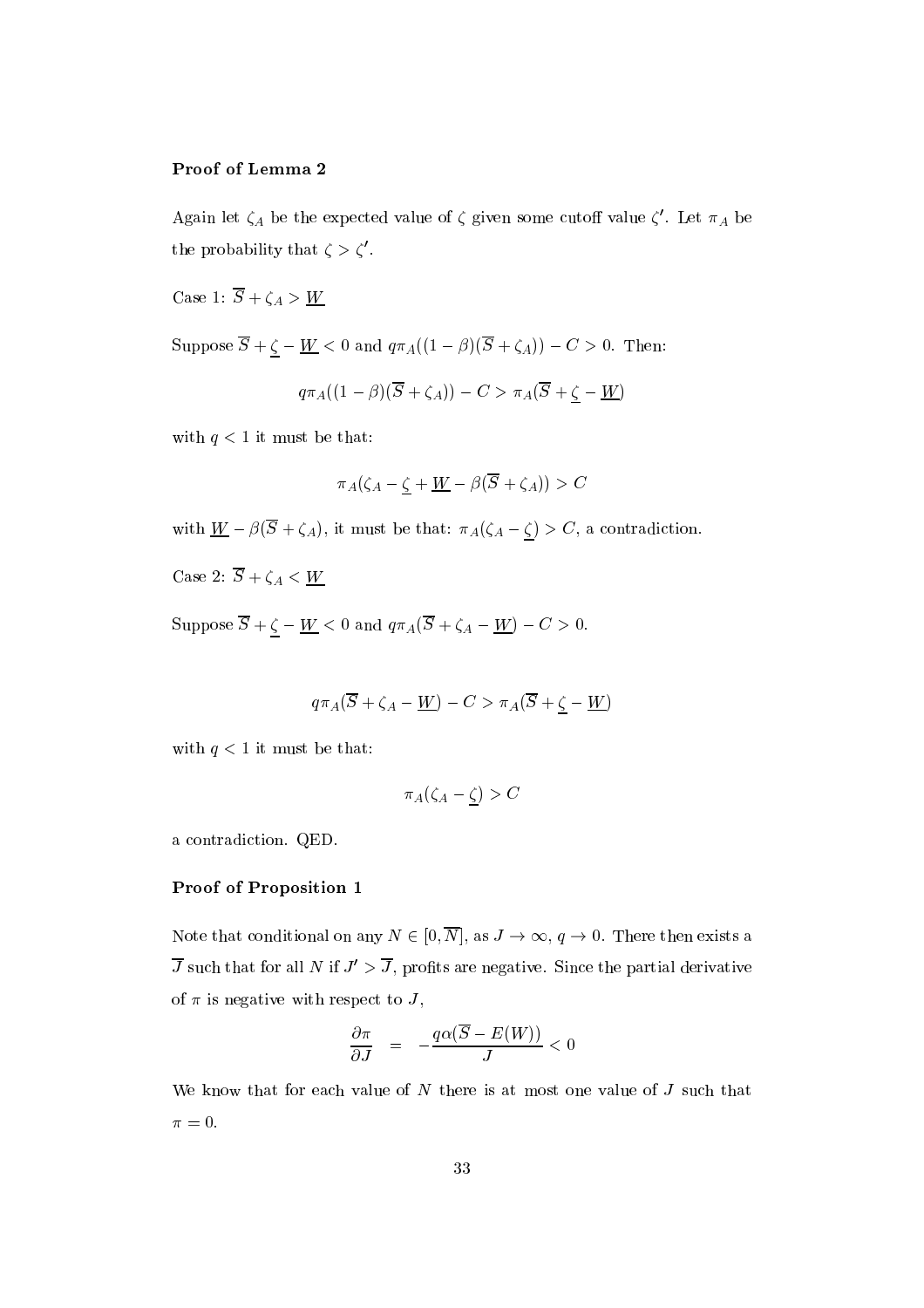### Proof of Lemma 2

Again let $\zeta_A$ be the expected value of $\zeta$ given some cutoff value $\zeta'$. Let $\pi_A$ be the probability that $\zeta > \zeta'$.

Case 1: $\overline{S} + \zeta_A > \underline{W}$

Suppose $\overline{S} + \underline{\zeta} - \underline{W} < 0$ and $q\pi_A((1-\beta)(\overline{S} + \zeta_A)) - C > 0$. Then:

$$q\pi_A((1-\beta)(\overline{S} + \zeta_A)) - C > \pi_A(\overline{S} + \underline{\zeta} - \underline{W})$$

with $q < 1$ it must be that:

$$\pi_A(\zeta_A - \underline{\zeta} + \underline{W} - \beta(\overline{S} + \zeta_A)) > C$$

with $\underline{W} - \beta(\overline{S} + \zeta_A)$, it must be that: $\pi_A(\zeta_A - \underline{\zeta}) > C$, a contradiction.

Case 2: $\overline{S} + \zeta_A < \underline{W}$

Suppose $\overline{S} + \underline{\zeta} - \underline{W} < 0$ and $q\pi_A(\overline{S} + \zeta_A - \underline{W}) - C > 0$.

$$q\pi_A(\overline{S} + \zeta_A - \underline{W}) - C > \pi_A(\overline{S} + \underline{\zeta} - \underline{W})$$

with $q < 1$ it must be that:

$$\pi_A(\zeta_A - \underline{\zeta}) > C$$

a contradiction. QED.

### Proof of Proposition 1

Note that conditional on any $N \in [0, \overline{N}]$, as $J \to \infty$, $q \to 0$. There then exists a $\overline{J}$ such that for all $N$ if $J' > \overline{J}$, profits are negative. Since the partial derivative of $\pi$ is negative with respect to $J$,

$$\frac{\partial \pi}{\partial J} = -\frac{q\alpha(\overline{S} - E(W))}{J} < 0$$

We know that for each value of $N$ there is at most one value of $J$ such that $\pi = 0$.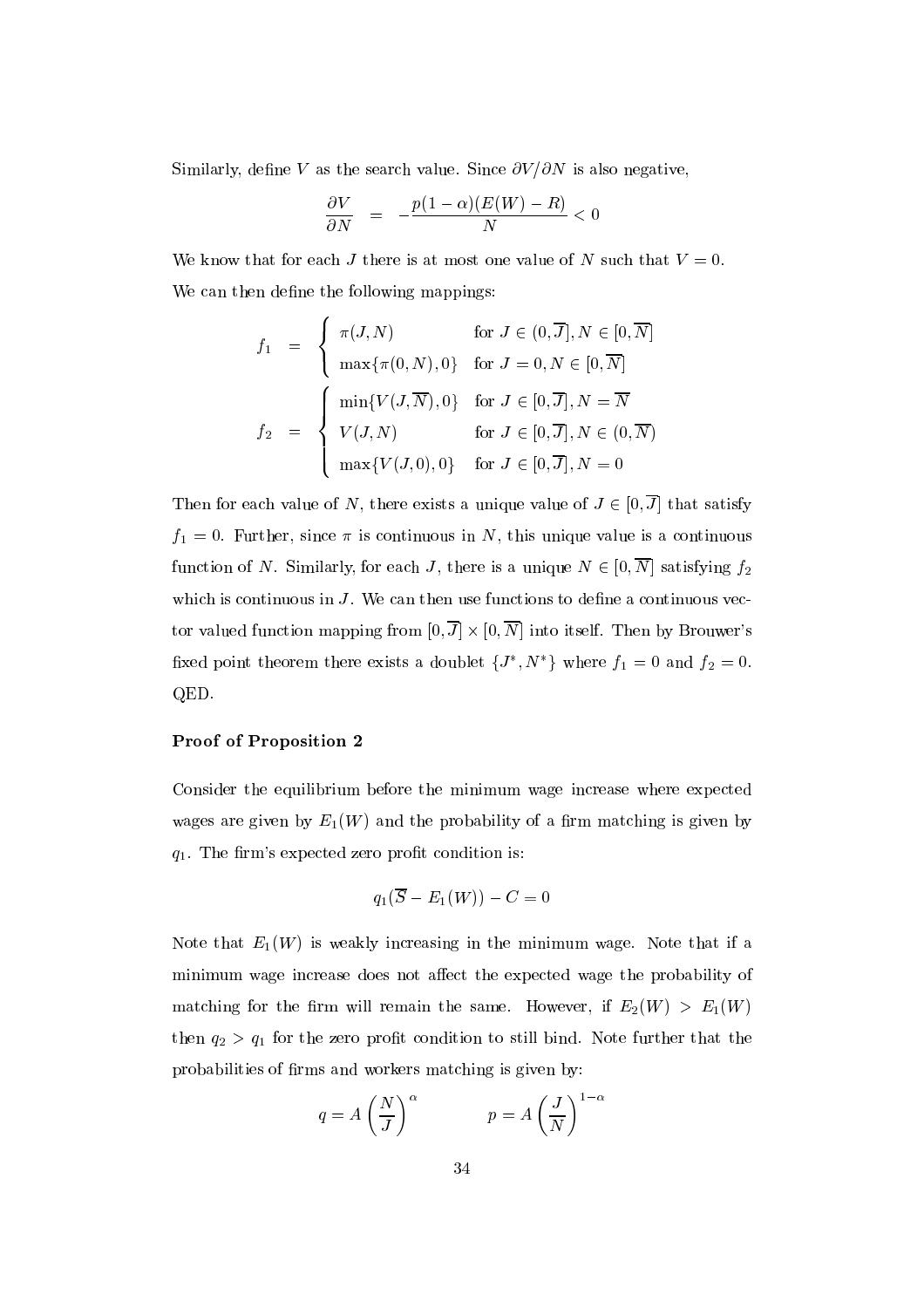Similarly, define $V$ as the search value. Since $\partial V/\partial N$ is also negative,

$$\frac{\partial V}{\partial N} = -\frac{p(1-\alpha)(E(W)-R)}{N} < 0$$

We know that for each $J$ there is at most one value of $N$ such that $V = 0$. We can then define the following mappings:

$$f_1 = \begin{cases} \pi(J,N) & \text{for } J \in (0,\overline{J}], N \in [0,\overline{N}] \\ \max\{\pi(0,N),0\} & \text{for } J = 0, N \in [0,\overline{N}] \end{cases}$$

$$f_2 = \begin{cases} \min\{V(J,\overline{N}),0\} & \text{for } J \in [0,\overline{J}], N = \overline{N} \\ V(J,N) & \text{for } J \in [0,\overline{J}], N \in (0,\overline{N}) \\ \max\{V(J,0),0\} & \text{for } J \in [0,\overline{J}], N = 0 \end{cases}$$

Then for each value of $N$, there exists a unique value of $J \in [0,\overline{J}]$ that satisfy $f_1 = 0$. Further, since $\pi$ is continuous in $N$, this unique value is a continuous function of $N$. Similarly, for each $J$, there is a unique $N \in [0,\overline{N}]$ satisfying $f_2$ which is continuous in $J$. We can then use functions to define a continuous vector valued function mapping from $[0,\overline{J}] \times [0,\overline{N}]$ into itself. Then by Brouwer's fixed point theorem there exists a doublet $\{J^*, N^*\}$ where $f_1 = 0$ and $f_2 = 0$. QED.

**Proof of Proposition 2**

Consider the equilibrium before the minimum wage increase where expected wages are given by $E_1(W)$ and the probability of a firm matching is given by $q_1$. The firm's expected zero profit condition is:

$$q_1(\overline{S} - E_1(W)) - C = 0$$

Note that $E_1(W)$ is weakly increasing in the minimum wage. Note that if a minimum wage increase does not affect the expected wage the probability of matching for the firm will remain the same. However, if $E_2(W) > E_1(W)$ then $q_2 > q_1$ for the zero profit condition to still bind. Note further that the probabilities of firms and workers matching is given by:

$$q = A\left(\frac{N}{J}\right)^{\alpha} \qquad\qquad p = A\left(\frac{J}{N}\right)^{1-\alpha}$$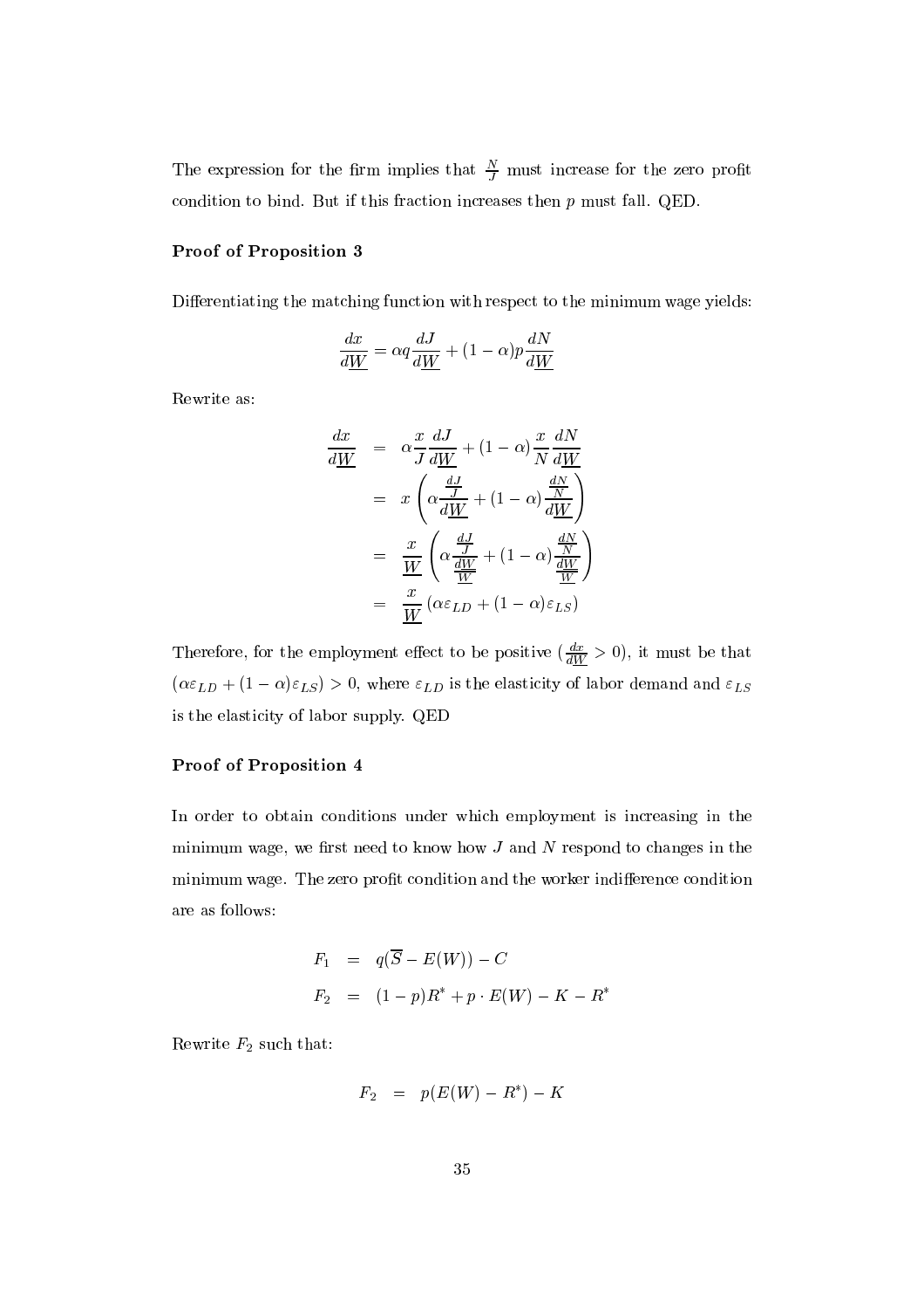The expression for the firm implies that $\frac{N}{J}$ must increase for the zero profit condition to bind. But if this fraction increases then $p$ must fall. QED.

**Proof of Proposition 3**

Differentiating the matching function with respect to the minimum wage yields:

$$\frac{dx}{d\underline{W}} = \alpha q \frac{dJ}{d\underline{W}} + (1-\alpha) p \frac{dN}{d\underline{W}}$$

Rewrite as:

$$\begin{aligned}
\frac{dx}{d\underline{W}} &= \alpha \frac{x}{J} \frac{dJ}{d\underline{W}} + (1-\alpha) \frac{x}{N} \frac{dN}{d\underline{W}} \\
&= x \left( \alpha \frac{\frac{dJ}{J}}{d\underline{W}} + (1-\alpha) \frac{\frac{dN}{N}}{d\underline{W}} \right) \\
&= \frac{x}{\underline{W}} \left( \alpha \frac{\frac{dJ}{J}}{\frac{d\underline{W}}{\underline{W}}} + (1-\alpha) \frac{\frac{dN}{N}}{\frac{d\underline{W}}{\underline{W}}} \right) \\
&= \frac{x}{\underline{W}} \left( \alpha \varepsilon_{LD} + (1-\alpha) \varepsilon_{LS} \right)
\end{aligned}$$

Therefore, for the employment effect to be positive ($\frac{dx}{d\underline{W}} > 0$), it must be that $(\alpha \varepsilon_{LD} + (1-\alpha)\varepsilon_{LS}) > 0$, where $\varepsilon_{LD}$ is the elasticity of labor demand and $\varepsilon_{LS}$ is the elasticity of labor supply. QED

**Proof of Proposition 4**

In order to obtain conditions under which employment is increasing in the minimum wage, we first need to know how $J$ and $N$ respond to changes in the minimum wage. The zero profit condition and the worker indifference condition are as follows:

$$\begin{aligned}
F_1 &= q(\overline{S} - E(W)) - C \\
F_2 &= (1-p)R^* + p \cdot E(W) - K - R^*
\end{aligned}$$

Rewrite $F_2$ such that:

$$F_2 = p(E(W) - R^*) - K$$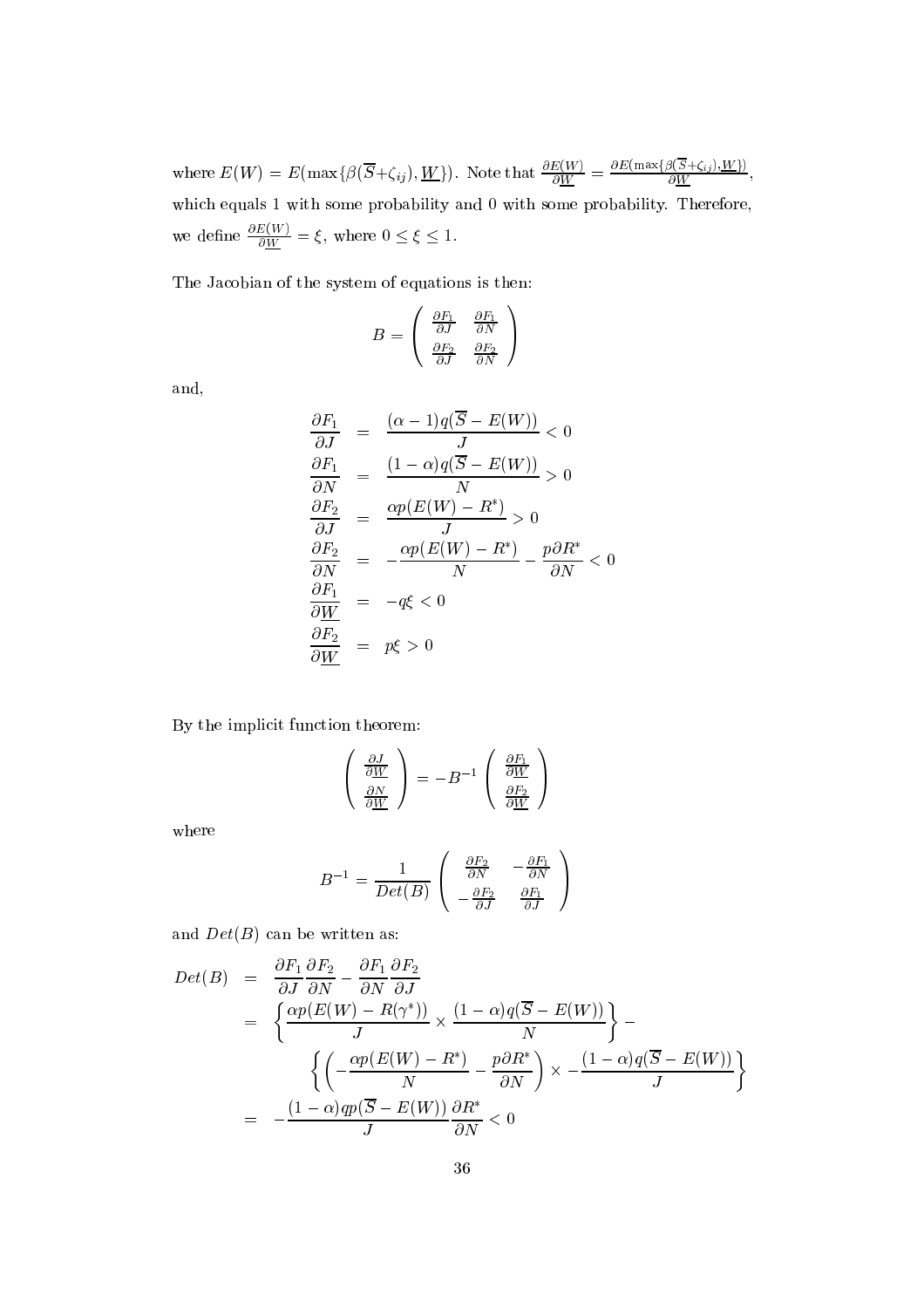where $E(W) = E(\max\{\beta(\overline{S}+\zeta_{ij}), \underline{W}\})$. Note that $\frac{\partial E(W)}{\partial \underline{W}} = \frac{\partial E(\max\{\beta(\overline{S}+\zeta_{ij}), \underline{W}\})}{\partial \underline{W}}$, which equals 1 with some probability and 0 with some probability. Therefore, we define $\frac{\partial E(W)}{\partial \underline{W}} = \xi$, where $0 \leq \xi \leq 1$.

The Jacobian of the system of equations is then:

$$B = \begin{pmatrix} \frac{\partial F_1}{\partial J} & \frac{\partial F_1}{\partial N} \\ \frac{\partial F_2}{\partial J} & \frac{\partial F_2}{\partial N} \end{pmatrix}$$

and,

$$\begin{aligned}
\frac{\partial F_1}{\partial J} &= \frac{(\alpha - 1)q(\overline{S} - E(W))}{J} < 0 \\
\frac{\partial F_1}{\partial N} &= \frac{(1 - \alpha)q(\overline{S} - E(W))}{N} > 0 \\
\frac{\partial F_2}{\partial J} &= \frac{\alpha p(E(W) - R^*)}{J} > 0 \\
\frac{\partial F_2}{\partial N} &= -\frac{\alpha p(E(W) - R^*)}{N} - \frac{p \partial R^*}{\partial N} < 0 \\
\frac{\partial F_1}{\partial \underline{W}} &= -q\xi < 0 \\
\frac{\partial F_2}{\partial \underline{W}} &= p\xi > 0
\end{aligned}$$

By the implicit function theorem:

$$\begin{pmatrix} \frac{\partial J}{\partial \underline{W}} \\ \frac{\partial N}{\partial \underline{W}} \end{pmatrix} = -B^{-1} \begin{pmatrix} \frac{\partial F_1}{\partial \underline{W}} \\ \frac{\partial F_2}{\partial \underline{W}} \end{pmatrix}$$

where

$$B^{-1} = \frac{1}{Det(B)} \begin{pmatrix} \frac{\partial F_2}{\partial N} & -\frac{\partial F_1}{\partial N} \\ -\frac{\partial F_2}{\partial J} & \frac{\partial F_1}{\partial J} \end{pmatrix}$$

and $Det(B)$ can be written as:

$$\begin{aligned}
Det(B) &= \frac{\partial F_1}{\partial J}\frac{\partial F_2}{\partial N} - \frac{\partial F_1}{\partial N}\frac{\partial F_2}{\partial J} \\
&= \left\{ \frac{\alpha p(E(W) - R(\gamma^*))}{J} \times \frac{(1 - \alpha)q(\overline{S} - E(W))}{N} \right\} - \\
&\qquad \left\{ \left( -\frac{\alpha p(E(W) - R^*)}{N} - \frac{p \partial R^*}{\partial N} \right) \times -\frac{(1 - \alpha)q(\overline{S} - E(W))}{J} \right\} \\
&= -\frac{(1 - \alpha)qp(\overline{S} - E(W))}{J}\frac{\partial R^*}{\partial N} < 0
\end{aligned}$$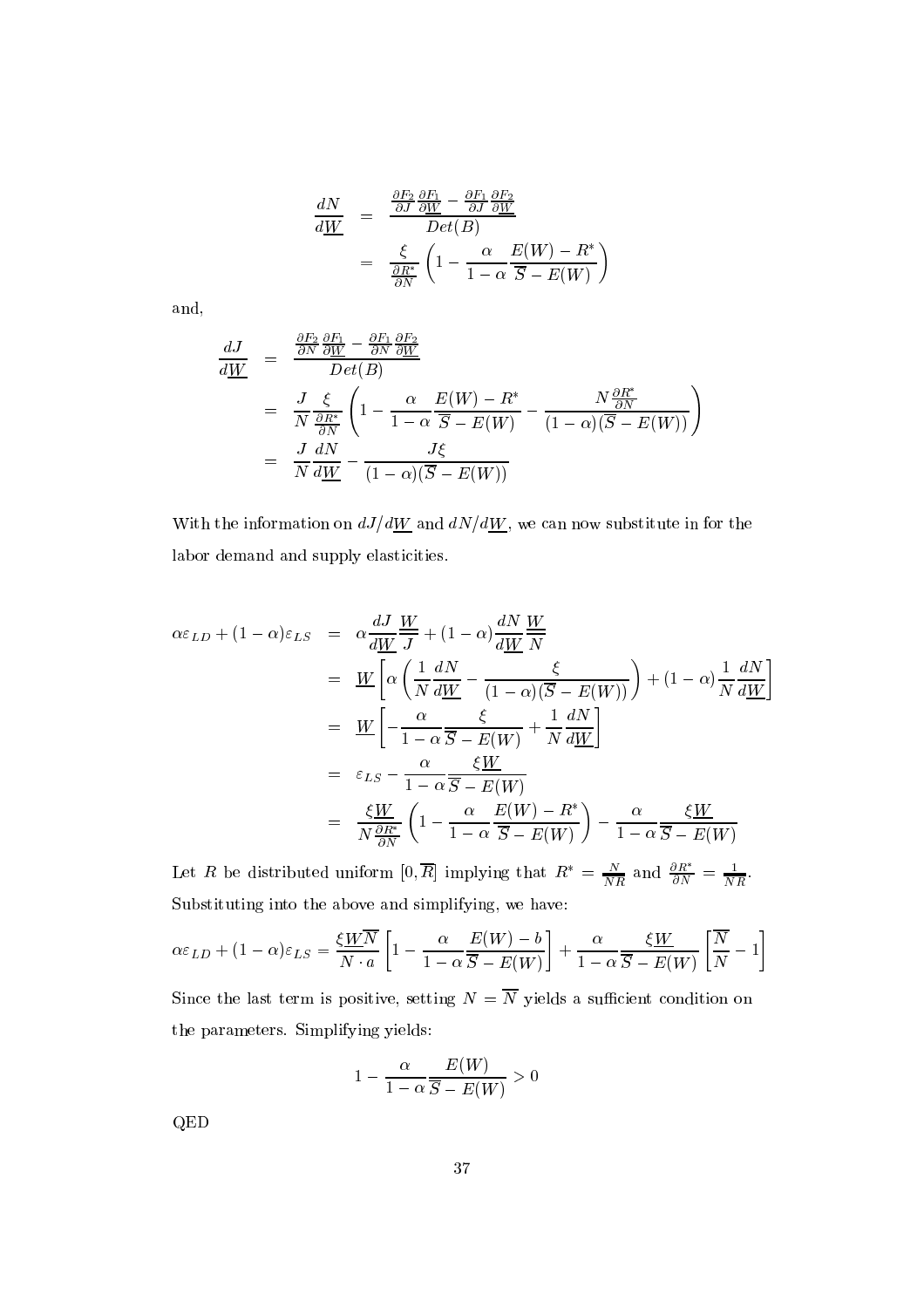$$
\begin{aligned}
\frac{dN}{d\underline{W}} &= \frac{\frac{\partial F_2}{\partial J}\frac{\partial F_1}{\partial \underline{W}} - \frac{\partial F_1}{\partial J}\frac{\partial F_2}{\partial \underline{W}}}{Det(B)} \\
&= \frac{\xi}{\frac{\partial R^*}{\partial N}}\left(1 - \frac{\alpha}{1-\alpha}\frac{E(W) - R^*}{\overline{S} - E(W)}\right)
\end{aligned}
$$

and,

$$
\begin{aligned}
\frac{dJ}{d\underline{W}} &= \frac{\frac{\partial F_2}{\partial N}\frac{\partial F_1}{\partial \underline{W}} - \frac{\partial F_1}{\partial N}\frac{\partial F_2}{\partial \underline{W}}}{Det(B)} \\
&= \frac{J}{N}\frac{\xi}{\frac{\partial R^*}{\partial N}}\left(1 - \frac{\alpha}{1-\alpha}\frac{E(W) - R^*}{\overline{S} - E(W)} - \frac{N\frac{\partial R^*}{\partial N}}{(1-\alpha)(\overline{S} - E(W))}\right) \\
&= \frac{J}{N}\frac{dN}{d\underline{W}} - \frac{J\xi}{(1-\alpha)(\overline{S} - E(W))}
\end{aligned}
$$

With the information on $dJ/d\underline{W}$ and $dN/d\underline{W}$, we can now substitute in for the labor demand and supply elasticities.

$$
\begin{aligned}
\alpha\varepsilon_{LD} + (1-\alpha)\varepsilon_{LS} &= \alpha\frac{dJ}{d\underline{W}}\frac{\underline{W}}{J} + (1-\alpha)\frac{dN}{d\underline{W}}\frac{\underline{W}}{N} \\
&= \underline{W}\left[\alpha\left(\frac{1}{N}\frac{dN}{d\underline{W}} - \frac{\xi}{(1-\alpha)(\overline{S} - E(W))}\right) + (1-\alpha)\frac{1}{N}\frac{dN}{d\underline{W}}\right] \\
&= \underline{W}\left[-\frac{\alpha}{1-\alpha}\frac{\xi}{\overline{S} - E(W)} + \frac{1}{N}\frac{dN}{d\underline{W}}\right] \\
&= \varepsilon_{LS} - \frac{\alpha}{1-\alpha}\frac{\xi\underline{W}}{\overline{S} - E(W)} \\
&= \frac{\xi\underline{W}}{N\frac{\partial R^*}{\partial N}}\left(1 - \frac{\alpha}{1-\alpha}\frac{E(W) - R^*}{\overline{S} - E(W)}\right) - \frac{\alpha}{1-\alpha}\frac{\xi\underline{W}}{\overline{S} - E(W)}
\end{aligned}
$$

Let $R$ be distributed uniform $[0, \overline{R}]$ implying that $R^* = \frac{N}{N\overline{R}}$ and $\frac{\partial R^*}{\partial N} = \frac{1}{N\overline{R}}$. Substituting into the above and simplifying, we have:

$$
\alpha\varepsilon_{LD} + (1-\alpha)\varepsilon_{LS} = \frac{\xi\underline{W}\overline{N}}{N \cdot a}\left[1 - \frac{\alpha}{1-\alpha}\frac{E(W) - b}{\overline{S} - E(W)}\right] + \frac{\alpha}{1-\alpha}\frac{\xi\underline{W}}{\overline{S} - E(W)}\left[\frac{\overline{N}}{N} - 1\right]
$$

Since the last term is positive, setting $N = \overline{N}$ yields a sufficient condition on the parameters. Simplifying yields:

$$
1 - \frac{\alpha}{1-\alpha}\frac{E(W)}{\overline{S} - E(W)} > 0
$$

QED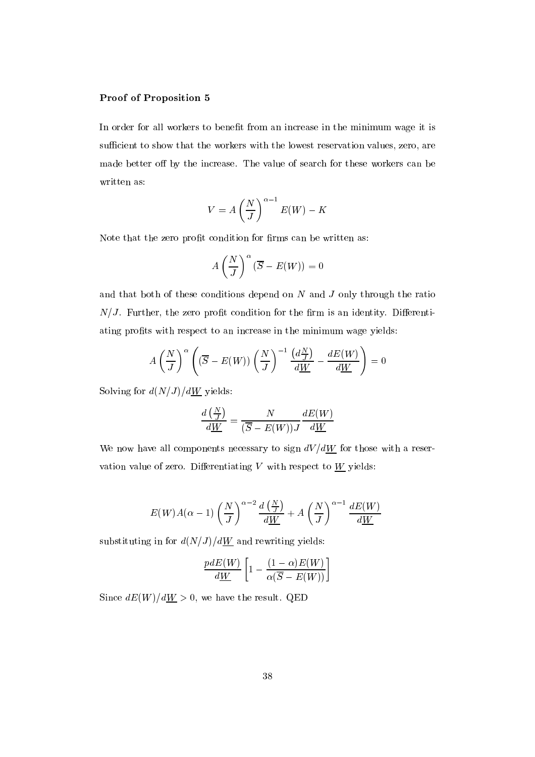**Proof of Proposition 5**

In order for all workers to benefit from an increase in the minimum wage it is sufficient to show that the workers with the lowest reservation values, zero, are made better off by the increase. The value of search for these workers can be written as:

$$V = A\left(\frac{N}{J}\right)^{\alpha-1} E(W) - K$$

Note that the zero profit condition for firms can be written as:

$$A\left(\frac{N}{J}\right)^{\alpha}(\overline{S} - E(W)) = 0$$

and that both of these conditions depend on $N$ and $J$ only through the ratio $N/J$. Further, the zero profit condition for the firm is an identity. Differentiating profits with respect to an increase in the minimum wage yields:

$$A\left(\frac{N}{J}\right)^{\alpha}\left((\overline{S} - E(W))\left(\frac{N}{J}\right)^{-1}\frac{\left(d\frac{N}{J}\right)}{d\underline{W}} - \frac{dE(W)}{d\underline{W}}\right) = 0$$

Solving for $d(N/J)/d\underline{W}$ yields:

$$\frac{d\left(\frac{N}{J}\right)}{d\underline{W}} = \frac{N}{(\overline{S} - E(W))J}\frac{dE(W)}{d\underline{W}}$$

We now have all components necessary to sign $dV/d\underline{W}$ for those with a reservation value of zero. Differentiating $V$ with respect to $\underline{W}$ yields:

$$E(W)A(\alpha-1)\left(\frac{N}{J}\right)^{\alpha-2}\frac{d\left(\frac{N}{J}\right)}{d\underline{W}} + A\left(\frac{N}{J}\right)^{\alpha-1}\frac{dE(W)}{d\underline{W}}$$

substituting in for $d(N/J)/d\underline{W}$ and rewriting yields:

$$\frac{p\,dE(W)}{d\underline{W}}\left[1 - \frac{(1-\alpha)E(W)}{\alpha(\overline{S} - E(W))}\right]$$

Since $dE(W)/d\underline{W} > 0$, we have the result. QED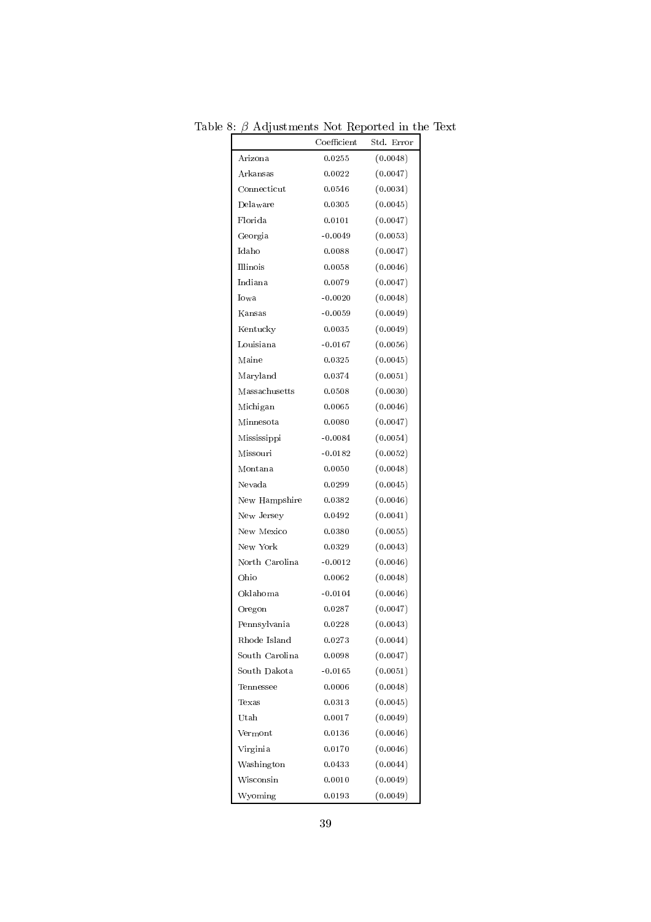Table 8: $\beta$ Adjustments Not Reported in the Text

| | Coefficient | Std. Error |
|---|---|---|
| Arizona | 0.0255 | (0.0048) |
| Arkansas | 0.0022 | (0.0047) |
| Connecticut | 0.0546 | (0.0034) |
| Delaware | 0.0305 | (0.0045) |
| Florida | 0.0101 | (0.0047) |
| Georgia | -0.0049 | (0.0053) |
| Idaho | 0.0088 | (0.0047) |
| Illinois | 0.0058 | (0.0046) |
| Indiana | 0.0079 | (0.0047) |
| Iowa | -0.0020 | (0.0048) |
| Kansas | -0.0059 | (0.0049) |
| Kentucky | 0.0035 | (0.0049) |
| Louisiana | -0.0167 | (0.0056) |
| Maine | 0.0325 | (0.0045) |
| Maryland | 0.0374 | (0.0051) |
| Massachusetts | 0.0508 | (0.0030) |
| Michigan | 0.0065 | (0.0046) |
| Minnesota | 0.0080 | (0.0047) |
| Mississippi | -0.0084 | (0.0054) |
| Missouri | -0.0182 | (0.0052) |
| Montana | 0.0050 | (0.0048) |
| Nevada | 0.0299 | (0.0045) |
| New Hampshire | 0.0382 | (0.0046) |
| New Jersey | 0.0492 | (0.0041) |
| New Mexico | 0.0380 | (0.0055) |
| New York | 0.0329 | (0.0043) |
| North Carolina | -0.0012 | (0.0046) |
| Ohio | 0.0062 | (0.0048) |
| Oklahoma | -0.0104 | (0.0046) |
| Oregon | 0.0287 | (0.0047) |
| Pennsylvania | 0.0228 | (0.0043) |
| Rhode Island | 0.0273 | (0.0044) |
| South Carolina | 0.0098 | (0.0047) |
| South Dakota | -0.0165 | (0.0051) |
| Tennessee | 0.0006 | (0.0048) |
| Texas | 0.0313 | (0.0045) |
| Utah | 0.0017 | (0.0049) |
| Vermont | 0.0136 | (0.0046) |
| Virginia | 0.0170 | (0.0046) |
| Washington | 0.0433 | (0.0044) |
| Wisconsin | 0.0010 | (0.0049) |
| Wyoming | 0.0193 | (0.0049) |